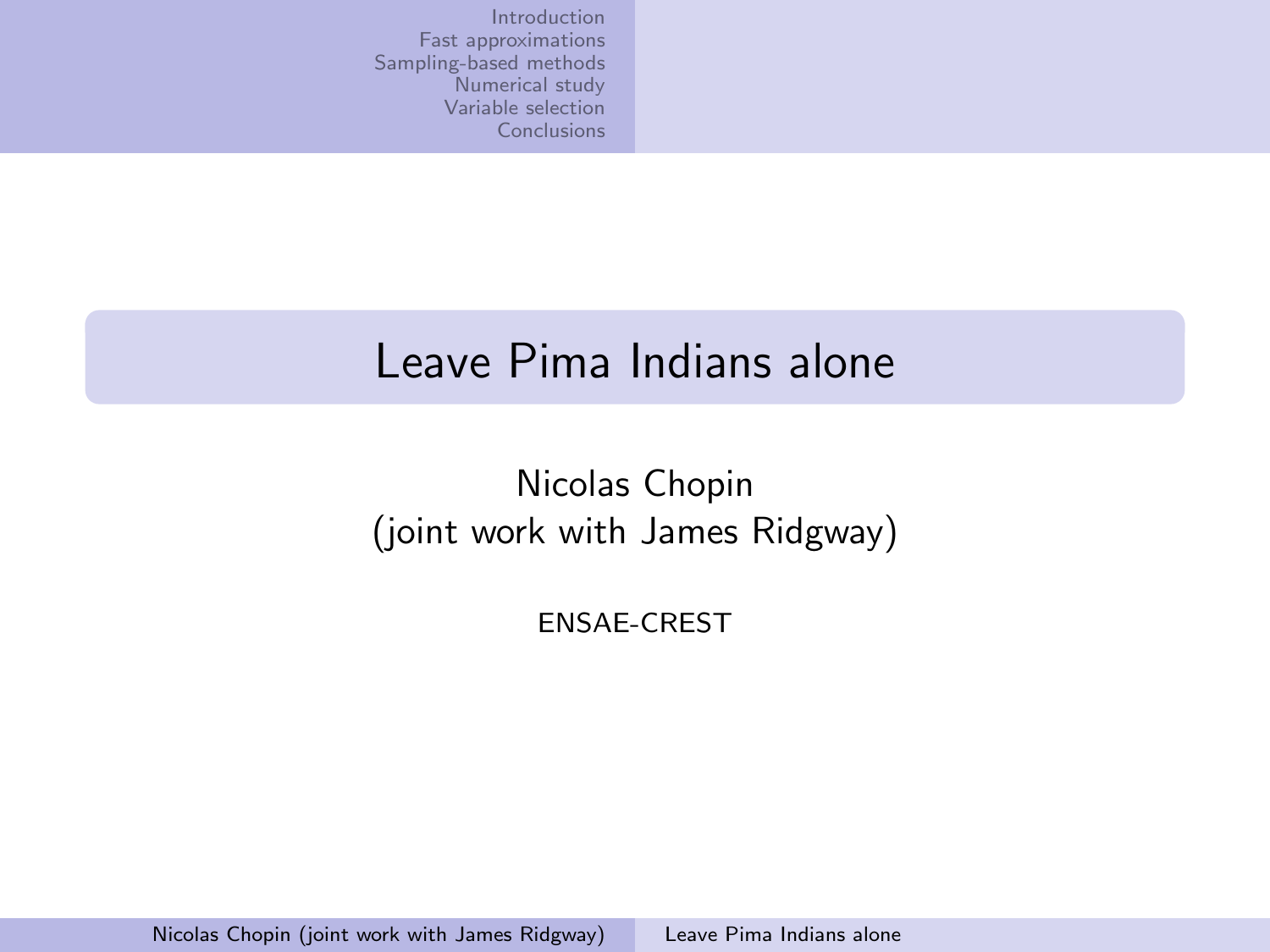# Leave Pima Indians alone

Nicolas Chopin
(joint work with James Ridgway)

ENSAE-CREST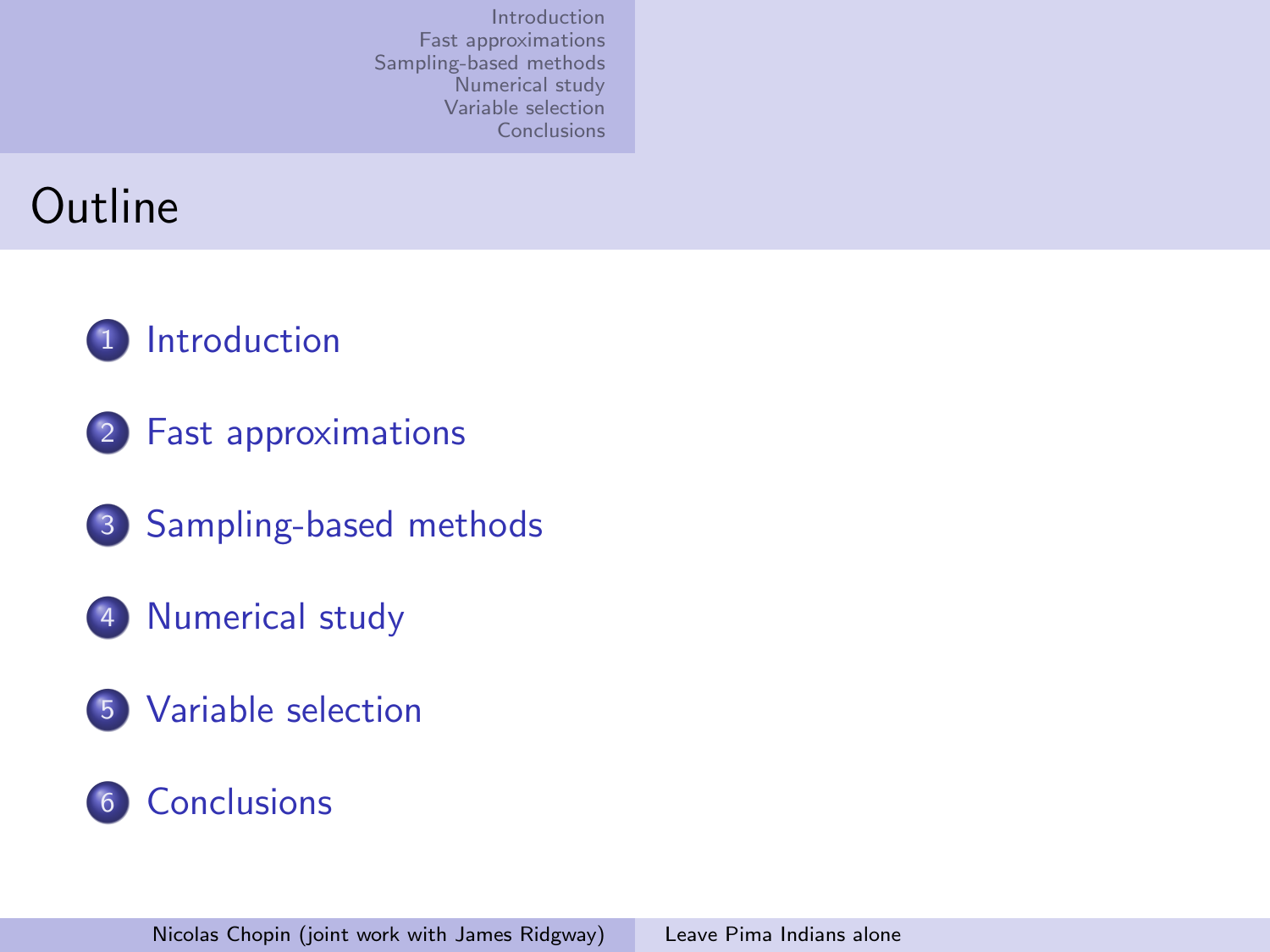# Outline

1. Introduction
2. Fast approximations
3. Sampling-based methods
4. Numerical study
5. Variable selection
6. Conclusions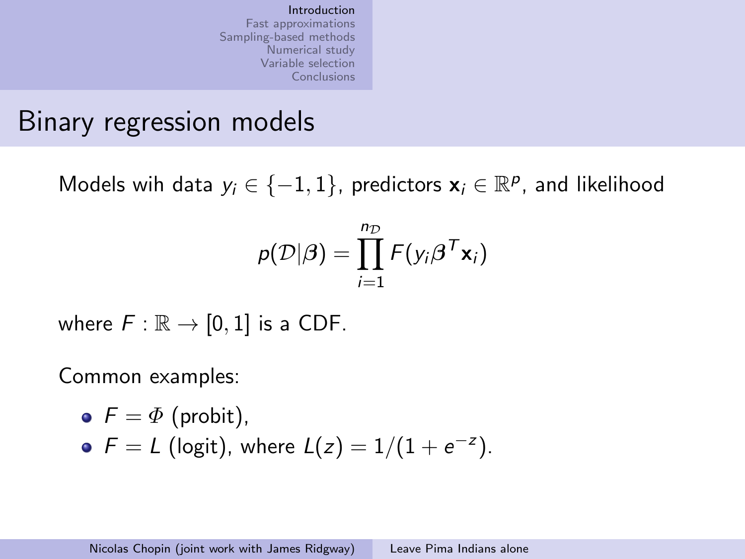# Binary regression models

Models wih data $y_i \in \{-1, 1\}$, predictors $\mathbf{x}_i \in \mathbb{R}^p$, and likelihood

$$p(\mathcal{D}|\boldsymbol{\beta}) = \prod_{i=1}^{n_{\mathcal{D}}} F(y_i \boldsymbol{\beta}^T \mathbf{x}_i)$$

where $F : \mathbb{R} \to [0, 1]$ is a CDF.

Common examples:

- $F = \Phi$ (probit),
- $F = L$ (logit), where $L(z) = 1/(1 + e^{-z})$.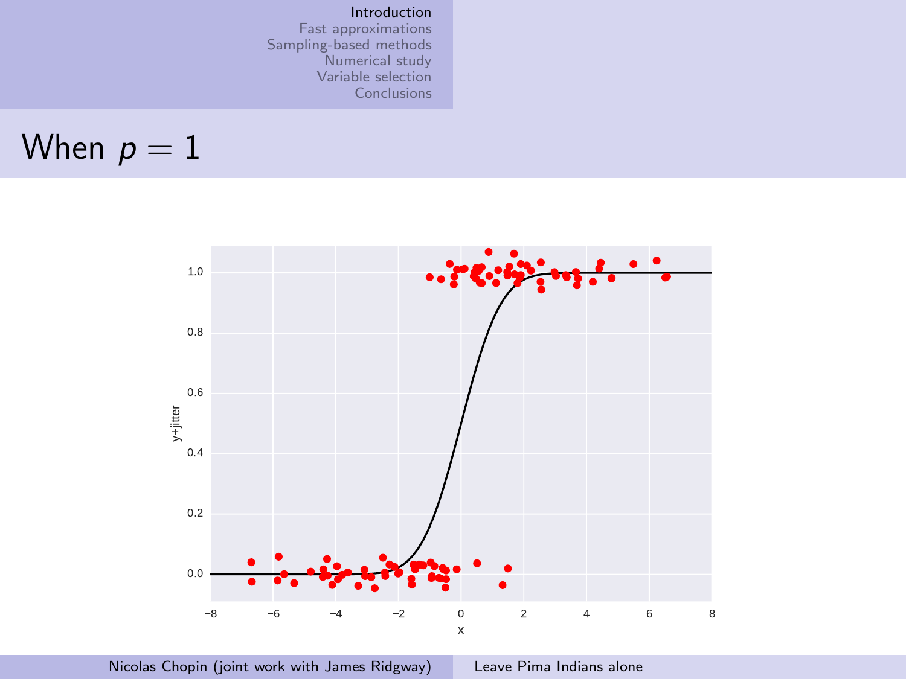# When $p = 1$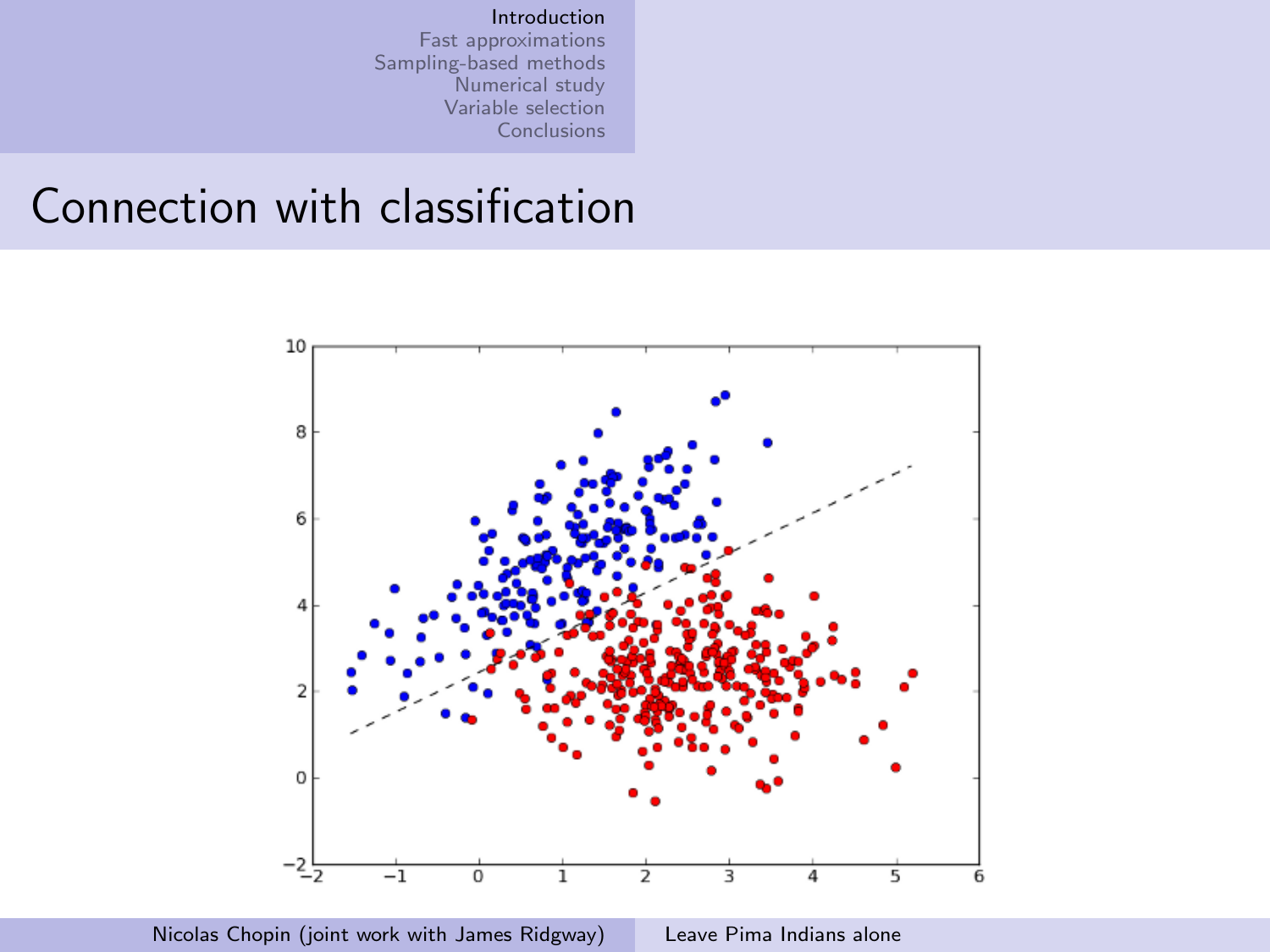# Connection with classification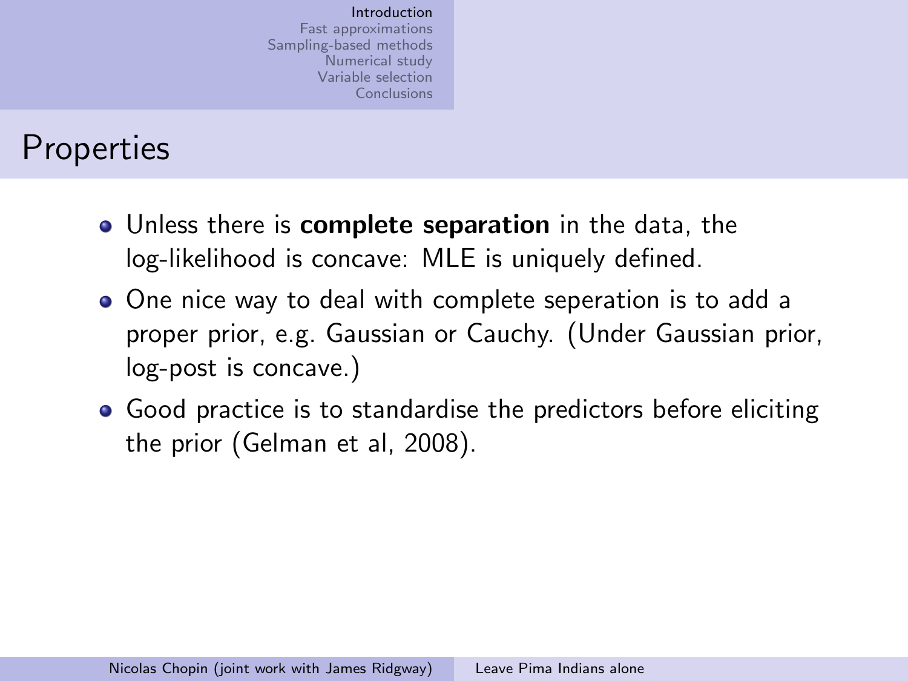# Properties

- Unless there is **complete separation** in the data, the log-likelihood is concave: MLE is uniquely defined.
- One nice way to deal with complete seperation is to add a proper prior, e.g. Gaussian or Cauchy. (Under Gaussian prior, log-post is concave.)
- Good practice is to standardise the predictors before eliciting the prior (Gelman et al, 2008).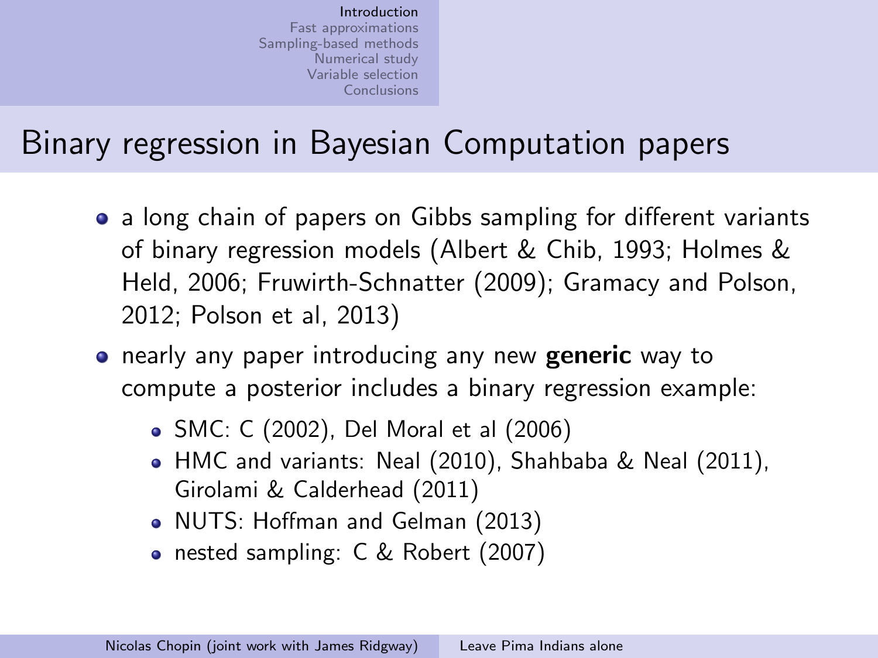# Binary regression in Bayesian Computation papers

- a long chain of papers on Gibbs sampling for different variants of binary regression models (Albert & Chib, 1993; Holmes & Held, 2006; Fruwirth-Schnatter (2009); Gramacy and Polson, 2012; Polson et al, 2013)
- nearly any paper introducing any new **generic** way to compute a posterior includes a binary regression example:
  - SMC: C (2002), Del Moral et al (2006)
  - HMC and variants: Neal (2010), Shahbaba & Neal (2011), Girolami & Calderhead (2011)
  - NUTS: Hoffman and Gelman (2013)
  - nested sampling: C & Robert (2007)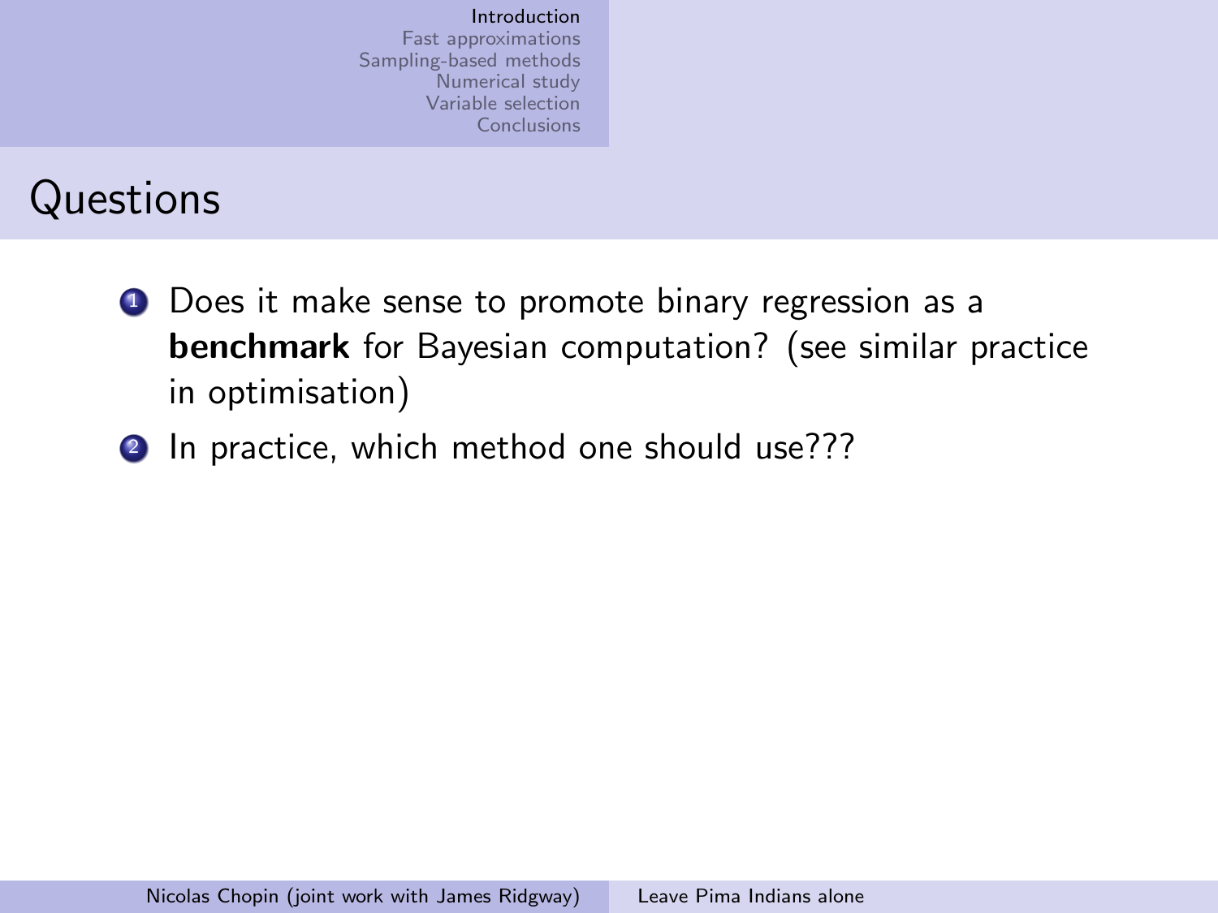# Questions

1. Does it make sense to promote binary regression as a **benchmark** for Bayesian computation? (see similar practice in optimisation)
2. In practice, which method one should use???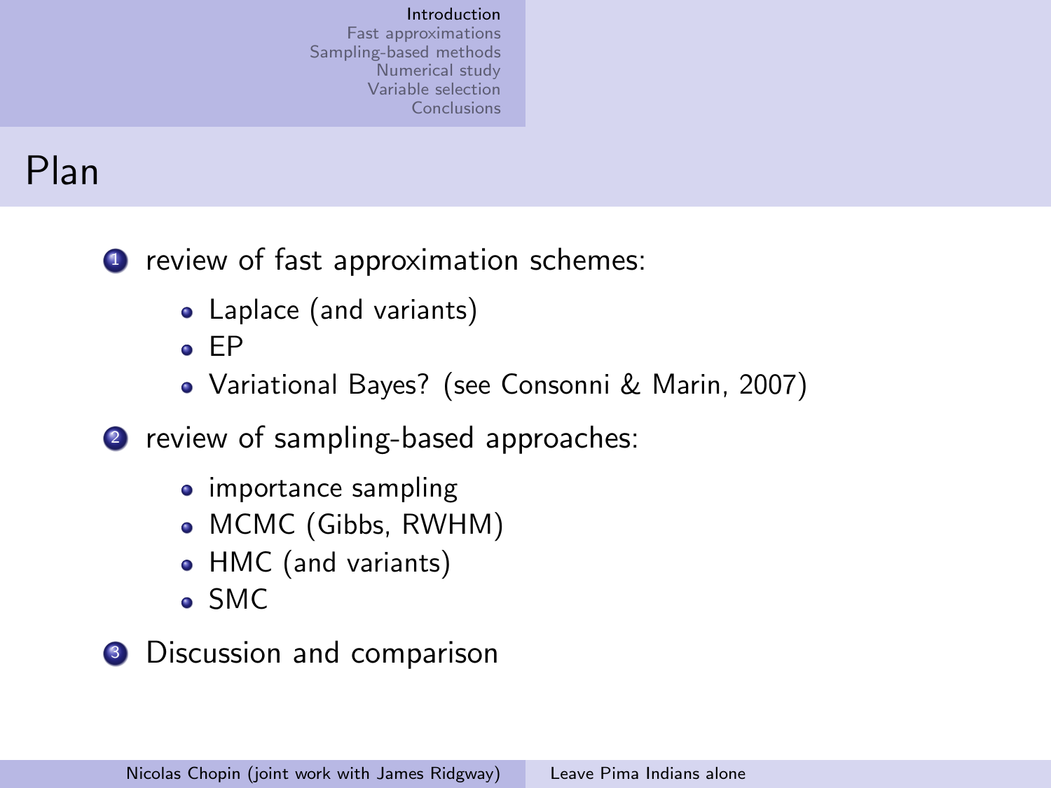## Plan

1. review of fast approximation schemes:
   - Laplace (and variants)
   - EP
   - Variational Bayes? (see Consonni & Marin, 2007)
2. review of sampling-based approaches:
   - importance sampling
   - MCMC (Gibbs, RWHM)
   - HMC (and variants)
   - SMC
3. Discussion and comparison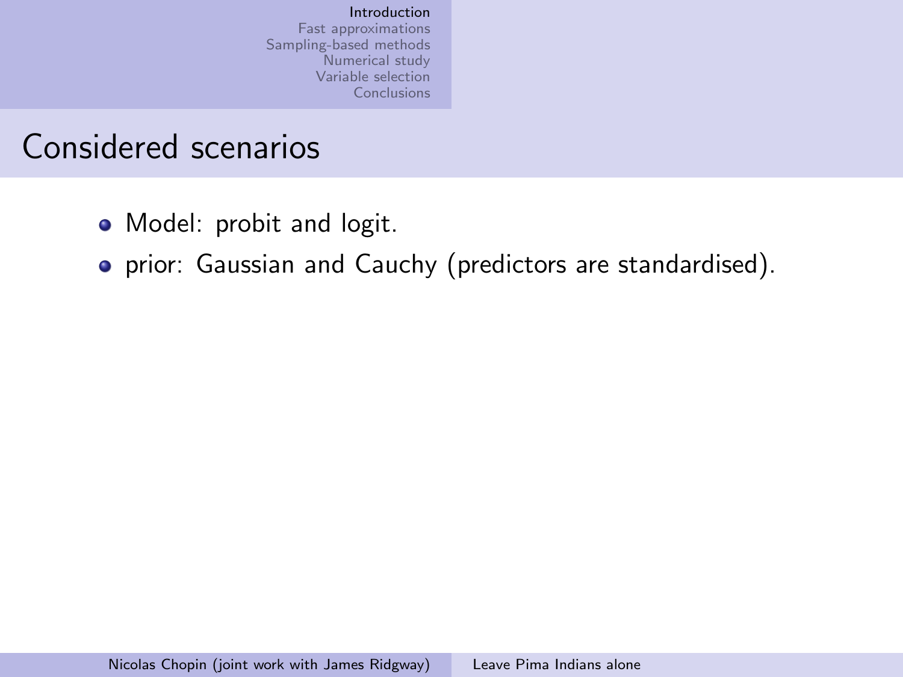## Considered scenarios

- Model: probit and logit.
- prior: Gaussian and Cauchy (predictors are standardised).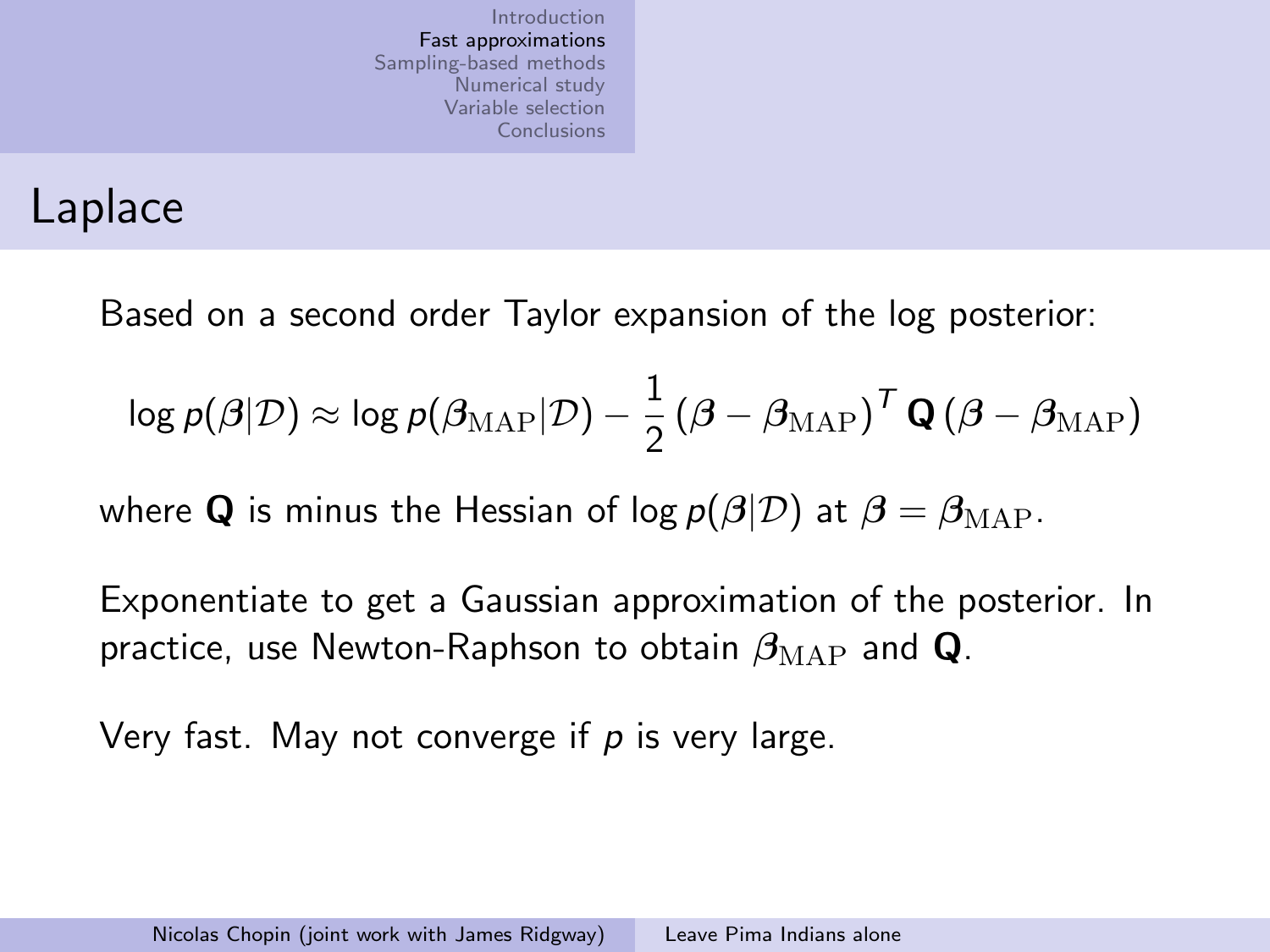# Laplace

Based on a second order Taylor expansion of the log posterior:

$$\log p(\boldsymbol{\beta}|\mathcal{D}) \approx \log p(\boldsymbol{\beta}_{\mathrm{MAP}}|\mathcal{D}) - \frac{1}{2}\left(\boldsymbol{\beta} - \boldsymbol{\beta}_{\mathrm{MAP}}\right)^T \mathbf{Q}\left(\boldsymbol{\beta} - \boldsymbol{\beta}_{\mathrm{MAP}}\right)$$

where $\mathbf{Q}$ is minus the Hessian of $\log p(\boldsymbol{\beta}|\mathcal{D})$ at $\boldsymbol{\beta} = \boldsymbol{\beta}_{\mathrm{MAP}}$.

Exponentiate to get a Gaussian approximation of the posterior. In practice, use Newton-Raphson to obtain $\boldsymbol{\beta}_{\mathrm{MAP}}$ and $\mathbf{Q}$.

Very fast. May not converge if $p$ is very large.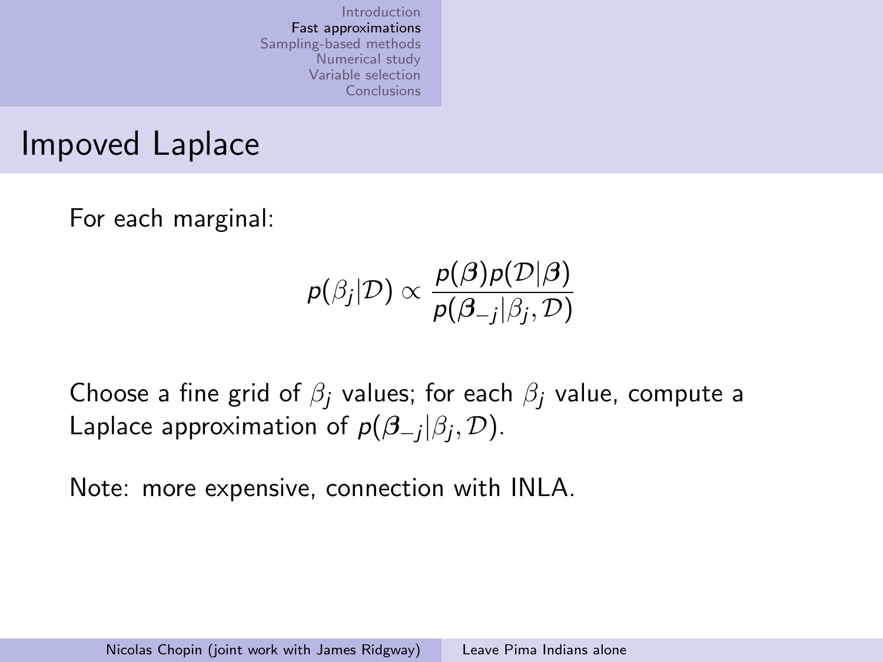# Impoved Laplace

For each marginal:

$$p(\beta_j|\mathcal{D}) \propto \frac{p(\boldsymbol{\beta})p(\mathcal{D}|\boldsymbol{\beta})}{p(\boldsymbol{\beta}_{-j}|\beta_j, \mathcal{D})}$$

Choose a fine grid of $\beta_j$ values; for each $\beta_j$ value, compute a Laplace approximation of $p(\boldsymbol{\beta}_{-j}|\beta_j, \mathcal{D})$.

Note: more expensive, connection with INLA.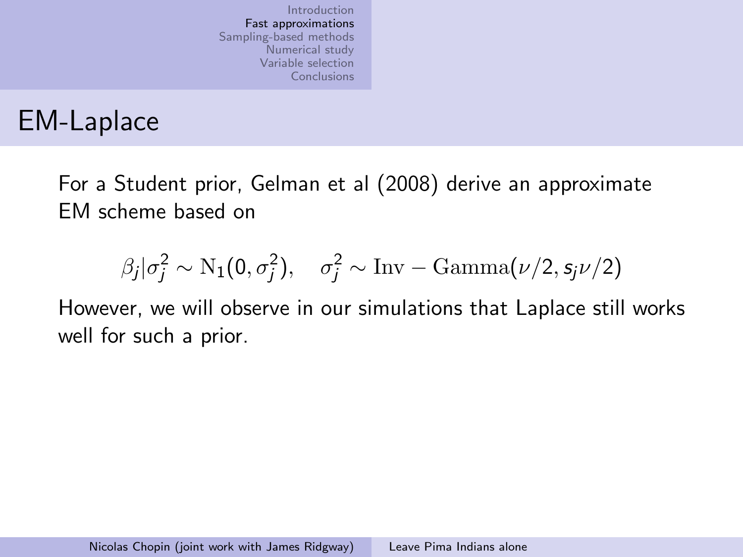## EM-Laplace

For a Student prior, Gelman et al (2008) derive an approximate EM scheme based on

$$\beta_j | \sigma_j^2 \sim \mathrm{N}_1(0, \sigma_j^2), \quad \sigma_j^2 \sim \mathrm{Inv-Gamma}(\nu/2, s_j \nu/2)$$

However, we will observe in our simulations that Laplace still works well for such a prior.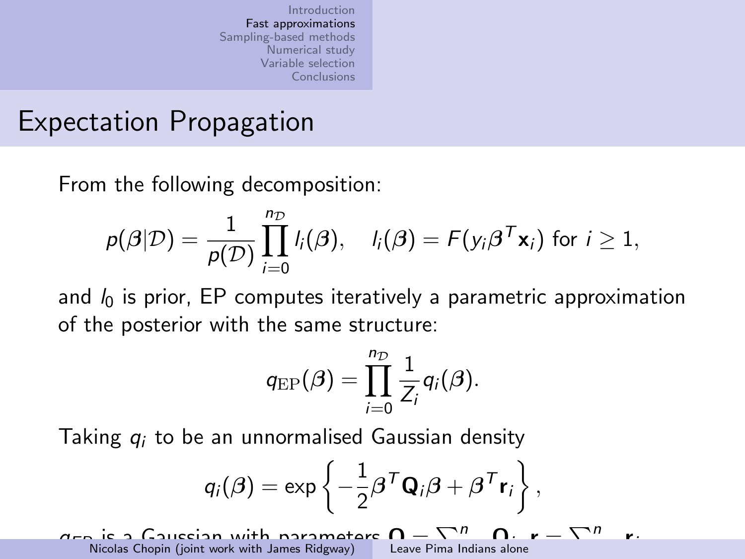# Expectation Propagation

From the following decomposition:

$$p(\boldsymbol{\beta}|\mathcal{D}) = \frac{1}{p(\mathcal{D})} \prod_{i=0}^{n_{\mathcal{D}}} l_i(\boldsymbol{\beta}), \quad l_i(\boldsymbol{\beta}) = F(y_i \boldsymbol{\beta}^T \mathbf{x}_i) \text{ for } i \geq 1,$$

and $l_0$ is prior, EP computes iteratively a parametric approximation of the posterior with the same structure:

$$q_{\mathrm{EP}}(\boldsymbol{\beta}) = \prod_{i=0}^{n_{\mathcal{D}}} \frac{1}{Z_i} q_i(\boldsymbol{\beta}).$$

Taking $q_i$ to be an unnormalised Gaussian density

$$q_i(\boldsymbol{\beta}) = \exp\left\{ -\frac{1}{2} \boldsymbol{\beta}^T \mathbf{Q}_i \boldsymbol{\beta} + \boldsymbol{\beta}^T \mathbf{r}_i \right\},$$

$q_{\mathrm{EP}}$ is a Gaussian with parameters $\mathbf{Q} = \sum_{i=0}^{n} \mathbf{Q}_i$, $\mathbf{r} = \sum_{i=0}^{n} \mathbf{r}_i$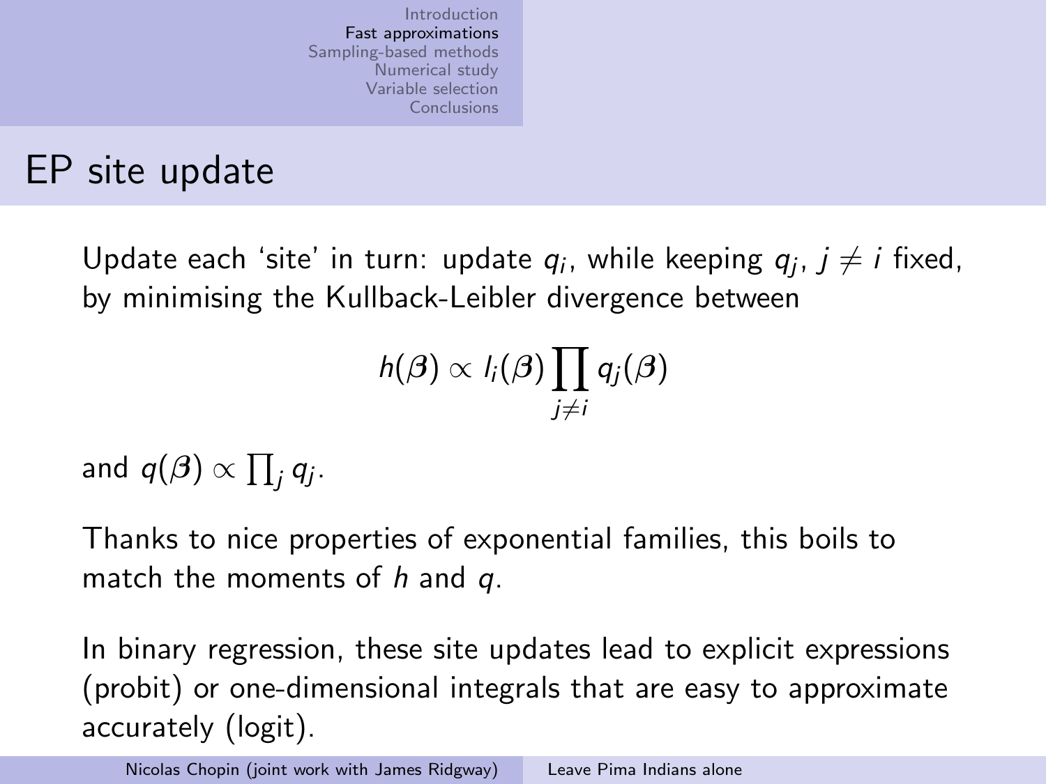# EP site update

Update each 'site' in turn: update $q_i$, while keeping $q_j$, $j \neq i$ fixed, by minimising the Kullback-Leibler divergence between

$$h(\boldsymbol{\beta}) \propto l_i(\boldsymbol{\beta}) \prod_{j \neq i} q_j(\boldsymbol{\beta})$$

and $q(\boldsymbol{\beta}) \propto \prod_j q_j$.

Thanks to nice properties of exponential families, this boils to match the moments of $h$ and $q$.

In binary regression, these site updates lead to explicit expressions (probit) or one-dimensional integrals that are easy to approximate accurately (logit).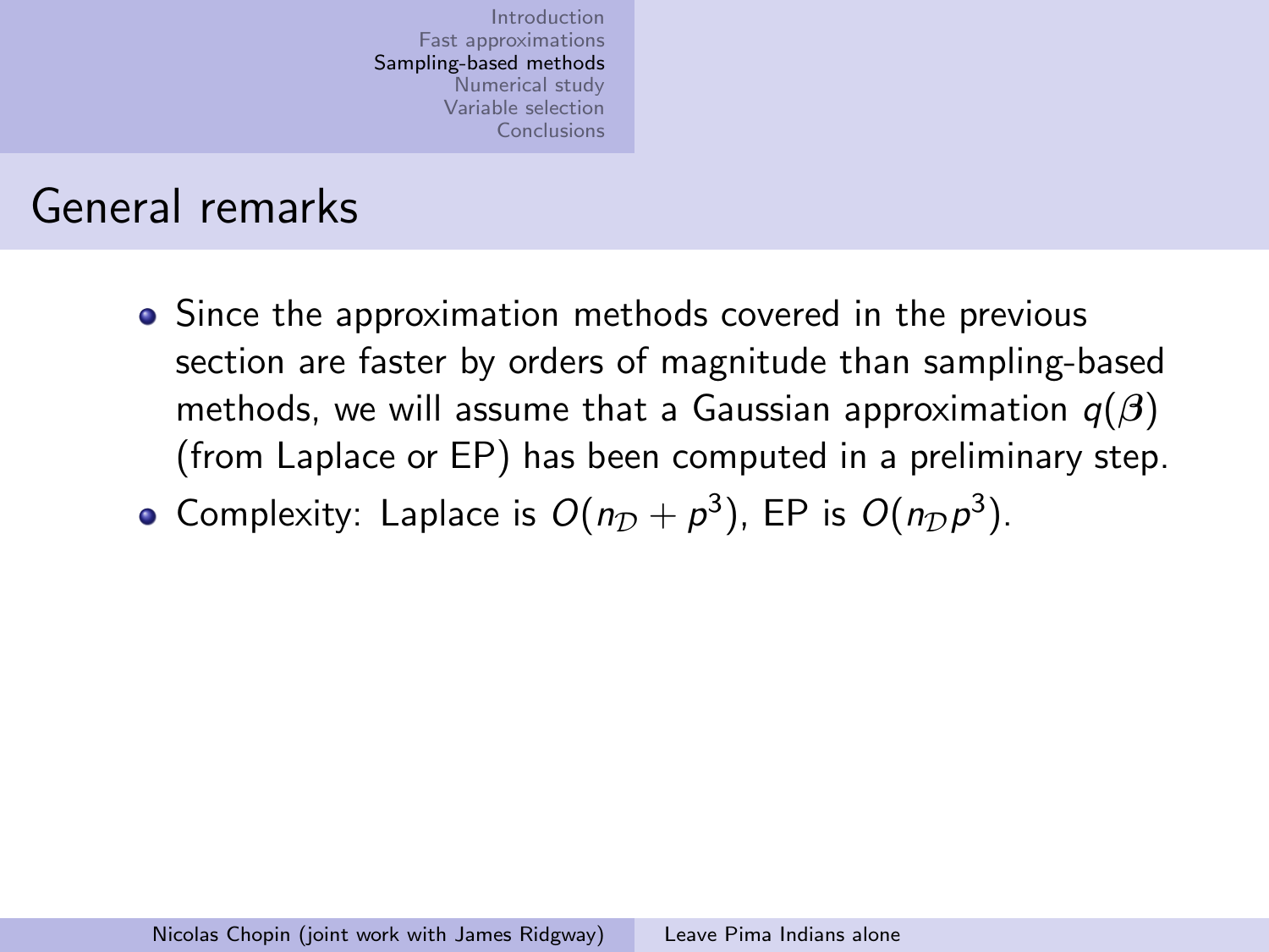# General remarks

- Since the approximation methods covered in the previous section are faster by orders of magnitude than sampling-based methods, we will assume that a Gaussian approximation $q(\boldsymbol{\beta})$ (from Laplace or EP) has been computed in a preliminary step.
- Complexity: Laplace is $O(n_{\mathcal{D}} + p^3)$, EP is $O(n_{\mathcal{D}} p^3)$.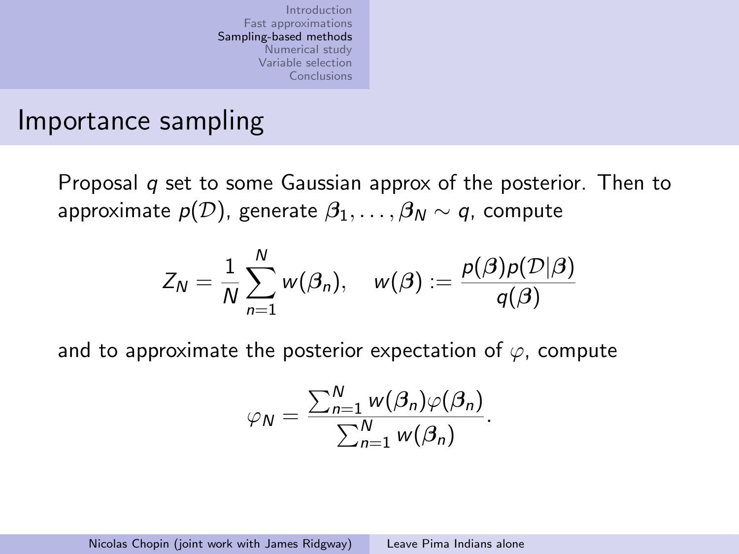# Importance sampling

Proposal $q$ set to some Gaussian approx of the posterior. Then to approximate $p(\mathcal{D})$, generate $\boldsymbol{\beta}_1, \ldots, \boldsymbol{\beta}_N \sim q$, compute

$$Z_N = \frac{1}{N} \sum_{n=1}^{N} w(\boldsymbol{\beta}_n), \quad w(\boldsymbol{\beta}) := \frac{p(\boldsymbol{\beta}) p(\mathcal{D}|\boldsymbol{\beta})}{q(\boldsymbol{\beta})}$$

and to approximate the posterior expectation of $\varphi$, compute

$$\varphi_N = \frac{\sum_{n=1}^{N} w(\boldsymbol{\beta}_n) \varphi(\boldsymbol{\beta}_n)}{\sum_{n=1}^{N} w(\boldsymbol{\beta}_n)}.$$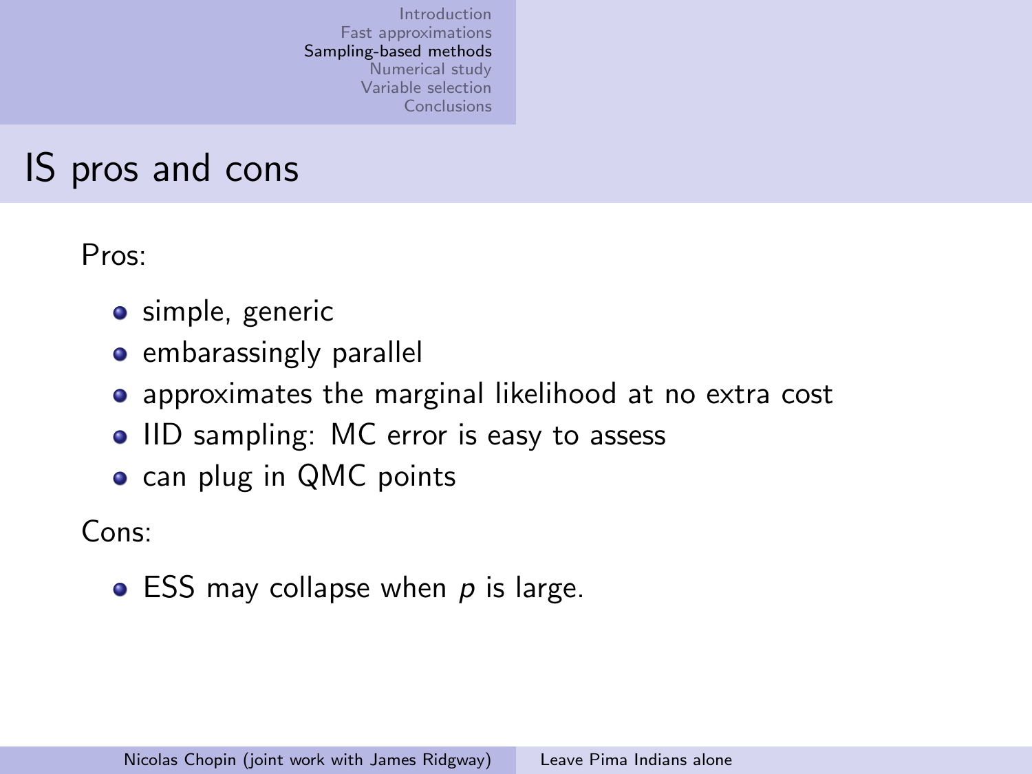# IS pros and cons

Pros:

- simple, generic
- embarassingly parallel
- approximates the marginal likelihood at no extra cost
- IID sampling: MC error is easy to assess
- can plug in QMC points

Cons:

- ESS may collapse when $p$ is large.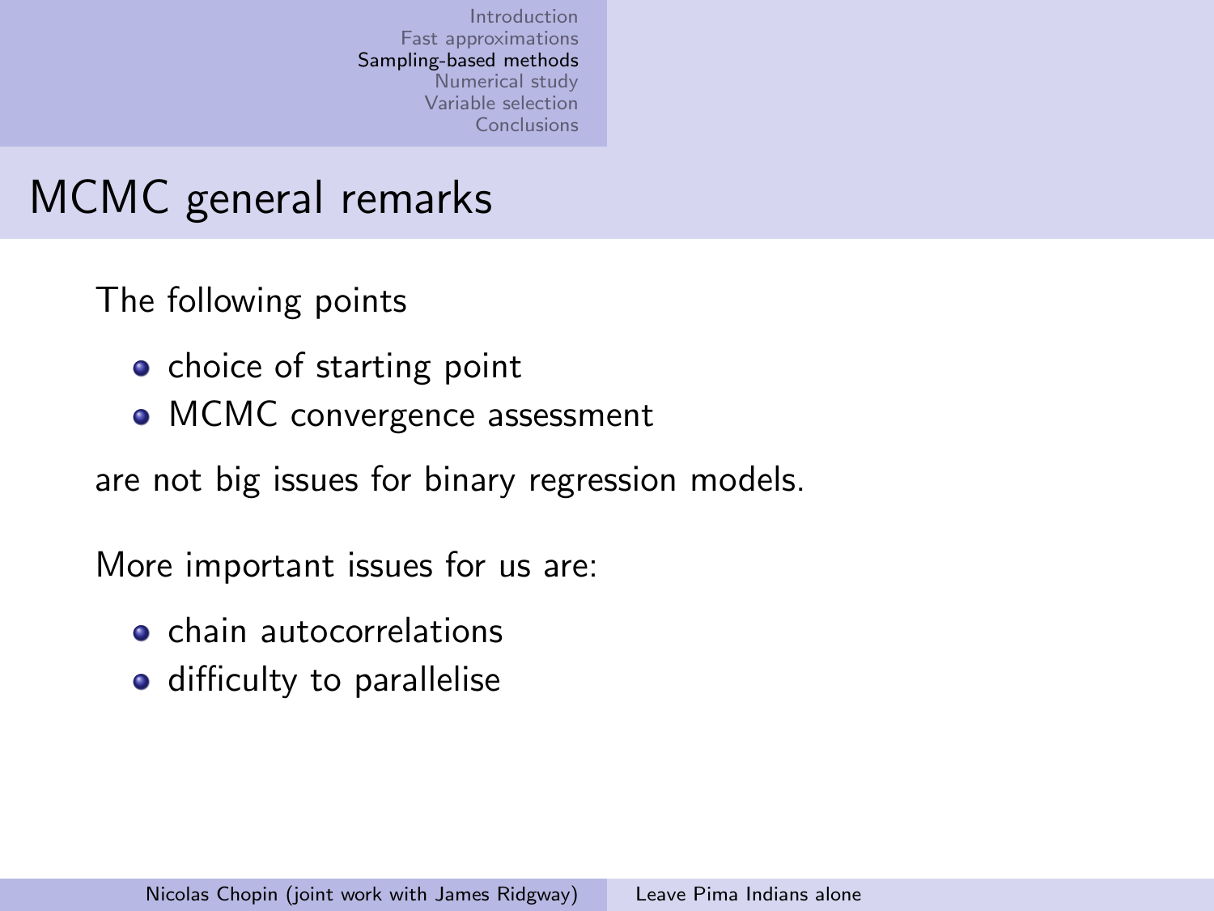# MCMC general remarks

The following points

- choice of starting point
- MCMC convergence assessment

are not big issues for binary regression models.

More important issues for us are:

- chain autocorrelations
- difficulty to parallelise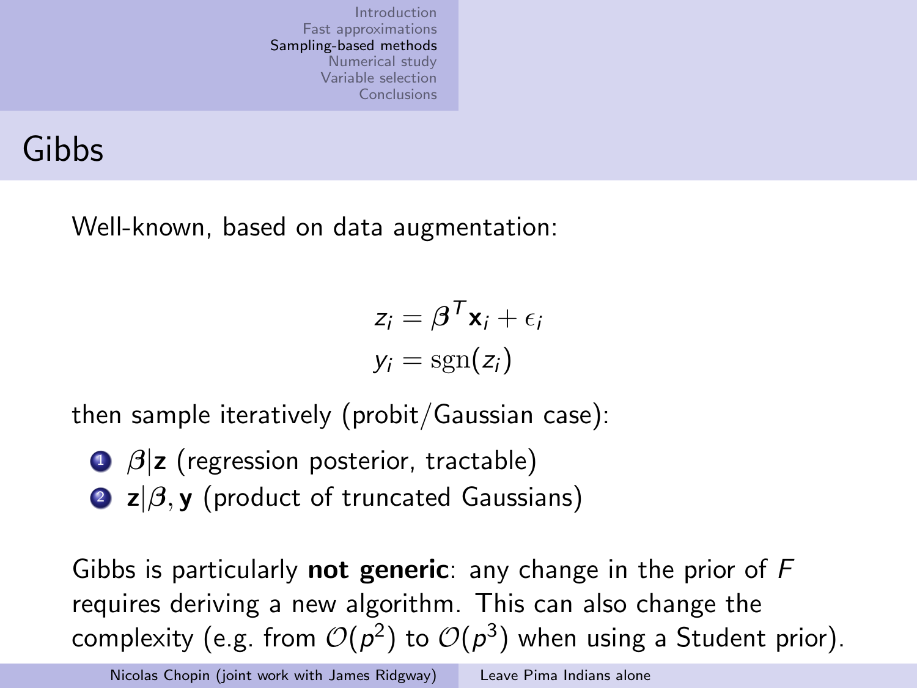# Gibbs

Well-known, based on data augmentation:

$$
\begin{aligned}
z_i &= \boldsymbol{\beta}^T \mathbf{x}_i + \epsilon_i \\
y_i &= \operatorname{sgn}(z_i)
\end{aligned}
$$

then sample iteratively (probit/Gaussian case):

1. $\boldsymbol{\beta}|\mathbf{z}$ (regression posterior, tractable)
2. $\mathbf{z}|\boldsymbol{\beta}, \mathbf{y}$ (product of truncated Gaussians)

Gibbs is particularly **not generic**: any change in the prior of $F$ requires deriving a new algorithm. This can also change the complexity (e.g. from $\mathcal{O}(p^2)$ to $\mathcal{O}(p^3)$ when using a Student prior).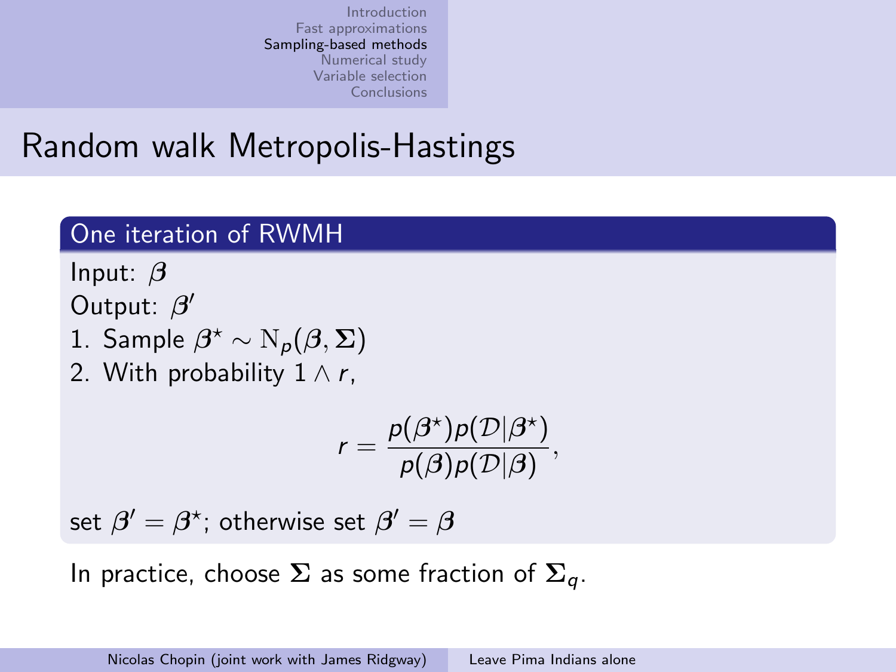# Random walk Metropolis-Hastings

### One iteration of RWMH

Input: $\boldsymbol{\beta}$

Output: $\boldsymbol{\beta}'$

1. Sample $\boldsymbol{\beta}^\star \sim \mathrm{N}_p(\boldsymbol{\beta}, \boldsymbol{\Sigma})$
2. With probability $1 \wedge r$,

$$r = \frac{p(\boldsymbol{\beta}^\star) p(\mathcal{D}|\boldsymbol{\beta}^\star)}{p(\boldsymbol{\beta}) p(\mathcal{D}|\boldsymbol{\beta})},$$

set $\boldsymbol{\beta}' = \boldsymbol{\beta}^\star$; otherwise set $\boldsymbol{\beta}' = \boldsymbol{\beta}$

In practice, choose $\boldsymbol{\Sigma}$ as some fraction of $\boldsymbol{\Sigma}_q$.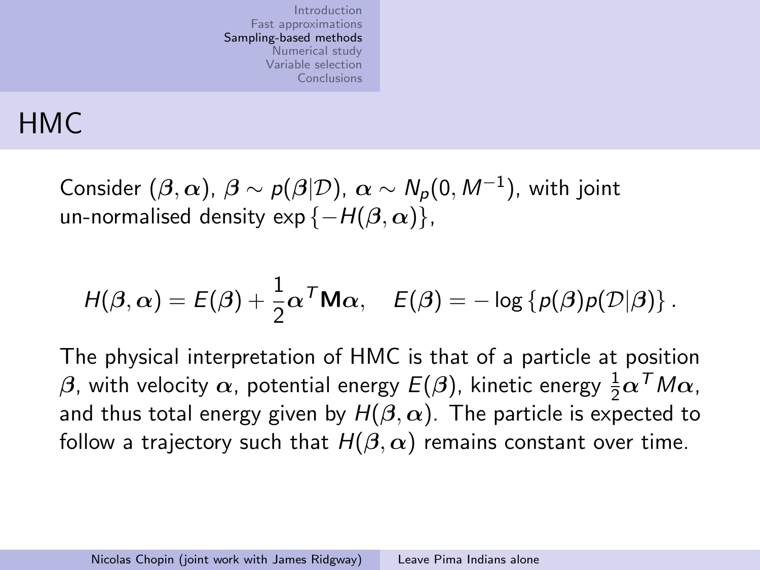# HMC

Consider $(\boldsymbol{\beta}, \boldsymbol{\alpha})$, $\boldsymbol{\beta} \sim p(\boldsymbol{\beta}|\mathcal{D})$, $\boldsymbol{\alpha} \sim N_p(0, M^{-1})$, with joint un-normalised density $\exp\{-H(\boldsymbol{\beta}, \boldsymbol{\alpha})\}$,

$$H(\boldsymbol{\beta}, \boldsymbol{\alpha}) = E(\boldsymbol{\beta}) + \frac{1}{2}\boldsymbol{\alpha}^T \mathbf{M} \boldsymbol{\alpha}, \quad E(\boldsymbol{\beta}) = -\log\{p(\boldsymbol{\beta})p(\mathcal{D}|\boldsymbol{\beta})\}.$$

The physical interpretation of HMC is that of a particle at position $\boldsymbol{\beta}$, with velocity $\boldsymbol{\alpha}$, potential energy $E(\boldsymbol{\beta})$, kinetic energy $\frac{1}{2}\boldsymbol{\alpha}^T M \boldsymbol{\alpha}$, and thus total energy given by $H(\boldsymbol{\beta}, \boldsymbol{\alpha})$. The particle is expected to follow a trajectory such that $H(\boldsymbol{\beta}, \boldsymbol{\alpha})$ remains constant over time.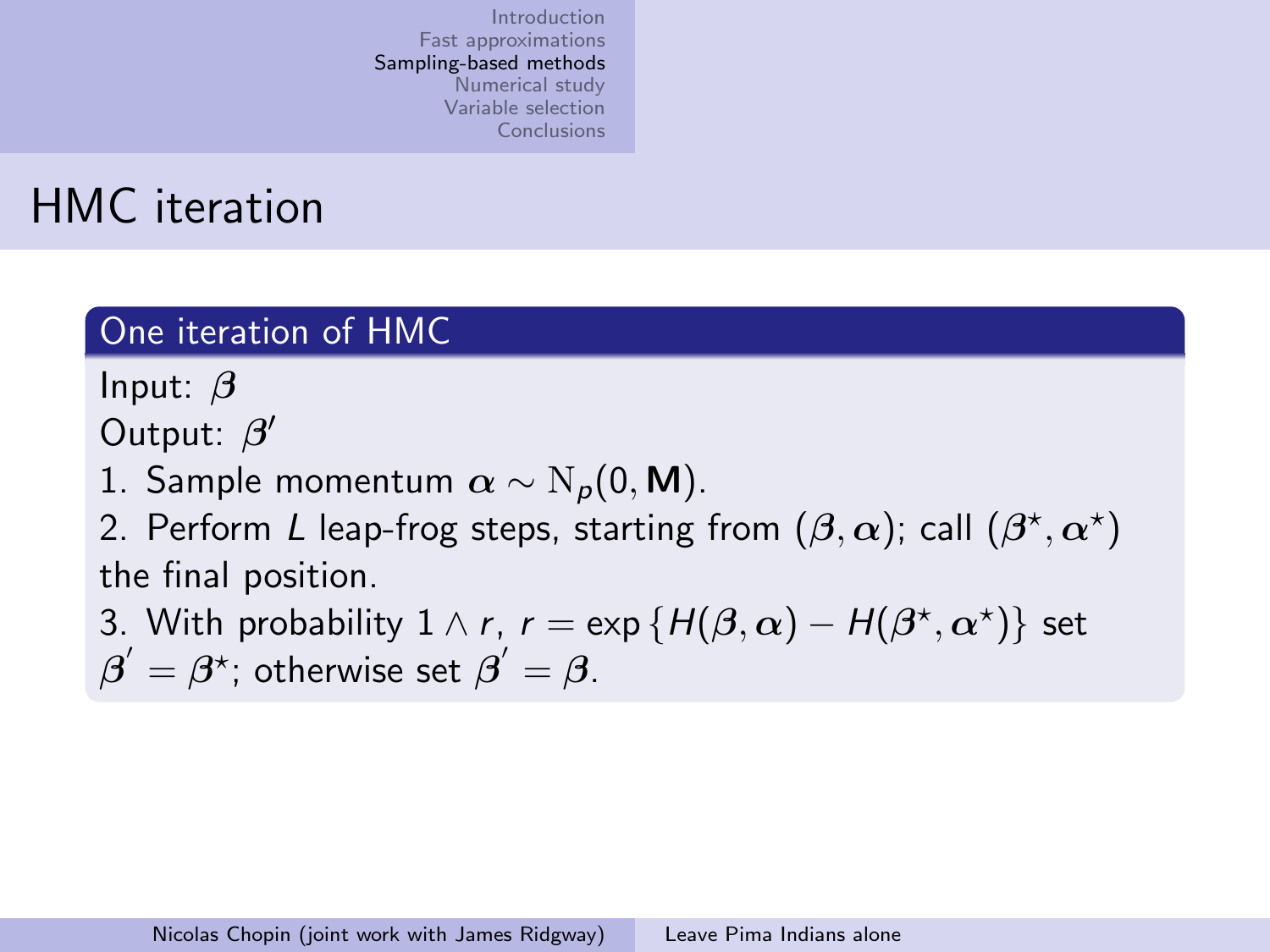# HMC iteration

## One iteration of HMC

Input: $\boldsymbol{\beta}$

Output: $\boldsymbol{\beta}'$

1. Sample momentum $\boldsymbol{\alpha} \sim \mathrm{N}_p(0, \mathbf{M})$.
2. Perform $L$ leap-frog steps, starting from $(\boldsymbol{\beta}, \boldsymbol{\alpha})$; call $(\boldsymbol{\beta}^\star, \boldsymbol{\alpha}^\star)$ the final position.
3. With probability $1 \wedge r$, $r = \exp\left\{H(\boldsymbol{\beta}, \boldsymbol{\alpha}) - H(\boldsymbol{\beta}^\star, \boldsymbol{\alpha}^\star)\right\}$ set $\boldsymbol{\beta}^{'} = \boldsymbol{\beta}^\star$; otherwise set $\boldsymbol{\beta}^{'} = \boldsymbol{\beta}$.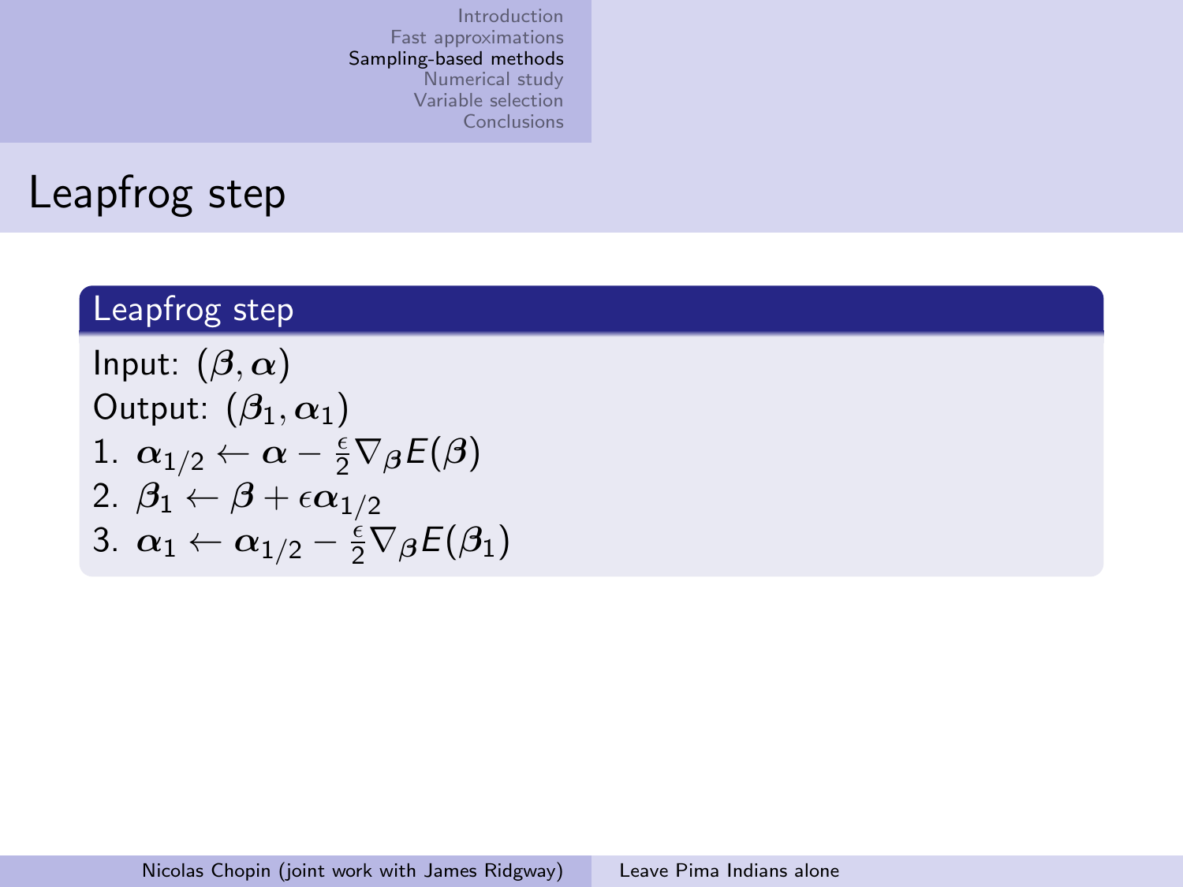# Leapfrog step

## Leapfrog step

Input: $(\boldsymbol{\beta}, \boldsymbol{\alpha})$

Output: $(\boldsymbol{\beta}_1, \boldsymbol{\alpha}_1)$

1. $\boldsymbol{\alpha}_{1/2} \leftarrow \boldsymbol{\alpha} - \frac{\epsilon}{2} \nabla_{\boldsymbol{\beta}} E(\boldsymbol{\beta})$
2. $\boldsymbol{\beta}_1 \leftarrow \boldsymbol{\beta} + \epsilon \boldsymbol{\alpha}_{1/2}$
3. $\boldsymbol{\alpha}_1 \leftarrow \boldsymbol{\alpha}_{1/2} - \frac{\epsilon}{2} \nabla_{\boldsymbol{\beta}} E(\boldsymbol{\beta}_1)$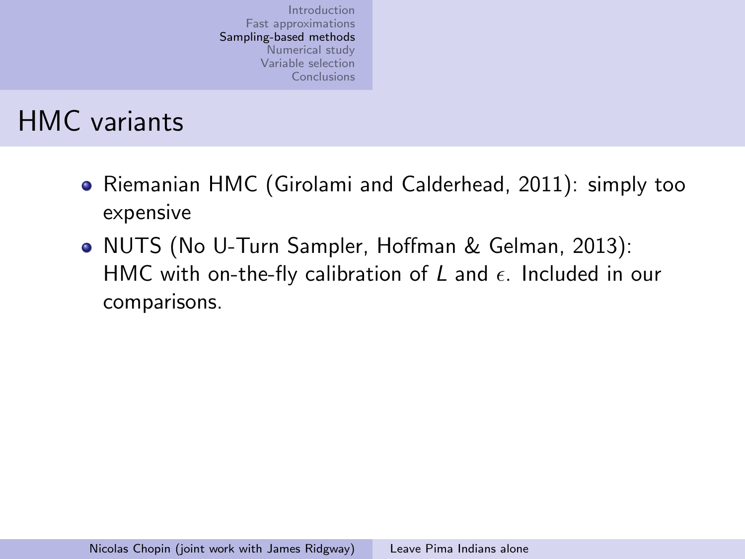# HMC variants

- Riemanian HMC (Girolami and Calderhead, 2011): simply too expensive
- NUTS (No U-Turn Sampler, Hoffman & Gelman, 2013): HMC with on-the-fly calibration of $L$ and $\epsilon$. Included in our comparisons.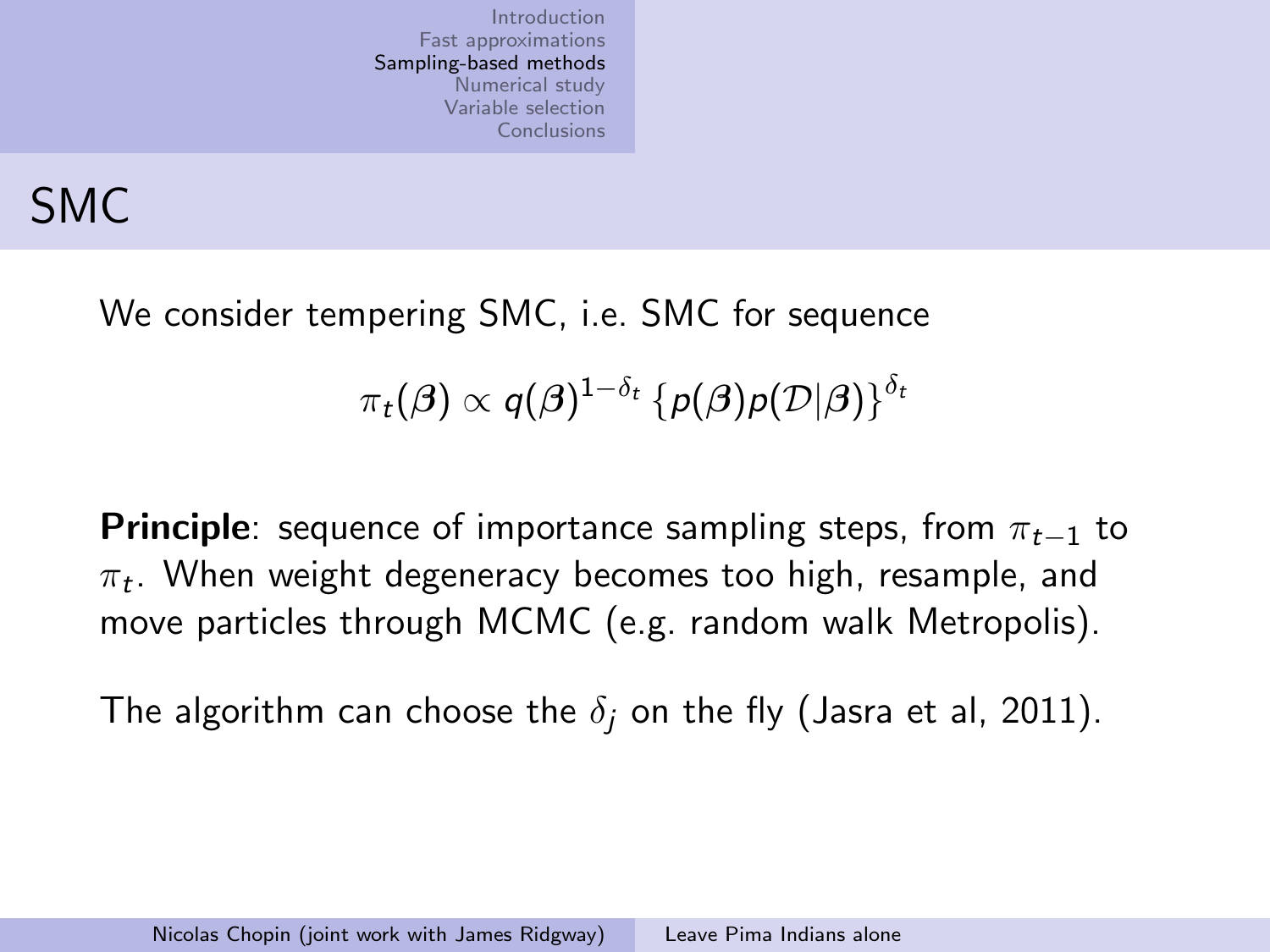# SMC

We consider tempering SMC, i.e. SMC for sequence

$$\pi_t(\boldsymbol{\beta}) \propto q(\boldsymbol{\beta})^{1-\delta_t} \left\{ p(\boldsymbol{\beta}) p(\mathcal{D}|\boldsymbol{\beta}) \right\}^{\delta_t}$$

**Principle**: sequence of importance sampling steps, from $\pi_{t-1}$ to $\pi_t$. When weight degeneracy becomes too high, resample, and move particles through MCMC (e.g. random walk Metropolis).

The algorithm can choose the $\delta_j$ on the fly (Jasra et al, 2011).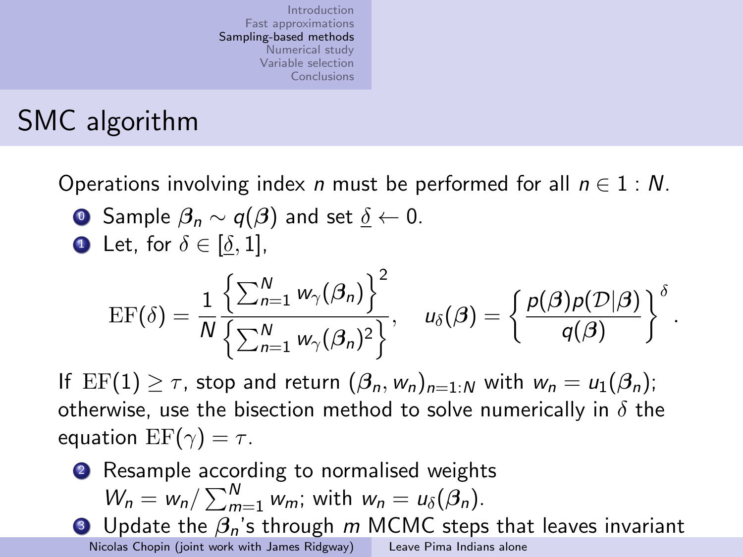# SMC algorithm

Operations involving index $n$ must be performed for all $n \in 1:N$.

0. Sample $\boldsymbol{\beta}_n \sim q(\boldsymbol{\beta})$ and set $\underline{\delta} \leftarrow 0$.
1. Let, for $\delta \in [\underline{\delta}, 1]$,

$$\mathrm{EF}(\delta) = \frac{1}{N} \frac{\left\{\sum_{n=1}^{N} w_\gamma(\boldsymbol{\beta}_n)\right\}^2}{\left\{\sum_{n=1}^{N} w_\gamma(\boldsymbol{\beta}_n)^2\right\}}, \quad u_\delta(\boldsymbol{\beta}) = \left\{\frac{p(\boldsymbol{\beta})p(\mathcal{D}|\boldsymbol{\beta})}{q(\boldsymbol{\beta})}\right\}^\delta.$$

If $\mathrm{EF}(1) \geq \tau$, stop and return $(\boldsymbol{\beta}_n, w_n)_{n=1:N}$ with $w_n = u_1(\boldsymbol{\beta}_n)$; otherwise, use the bisection method to solve numerically in $\delta$ the equation $\mathrm{EF}(\gamma) = \tau$.

2. Resample according to normalised weights $W_n = w_n / \sum_{m=1}^{N} w_m$; with $w_n = u_\delta(\boldsymbol{\beta}_n)$.
3. Update the $\boldsymbol{\beta}_n$'s through $m$ MCMC steps that leaves invariant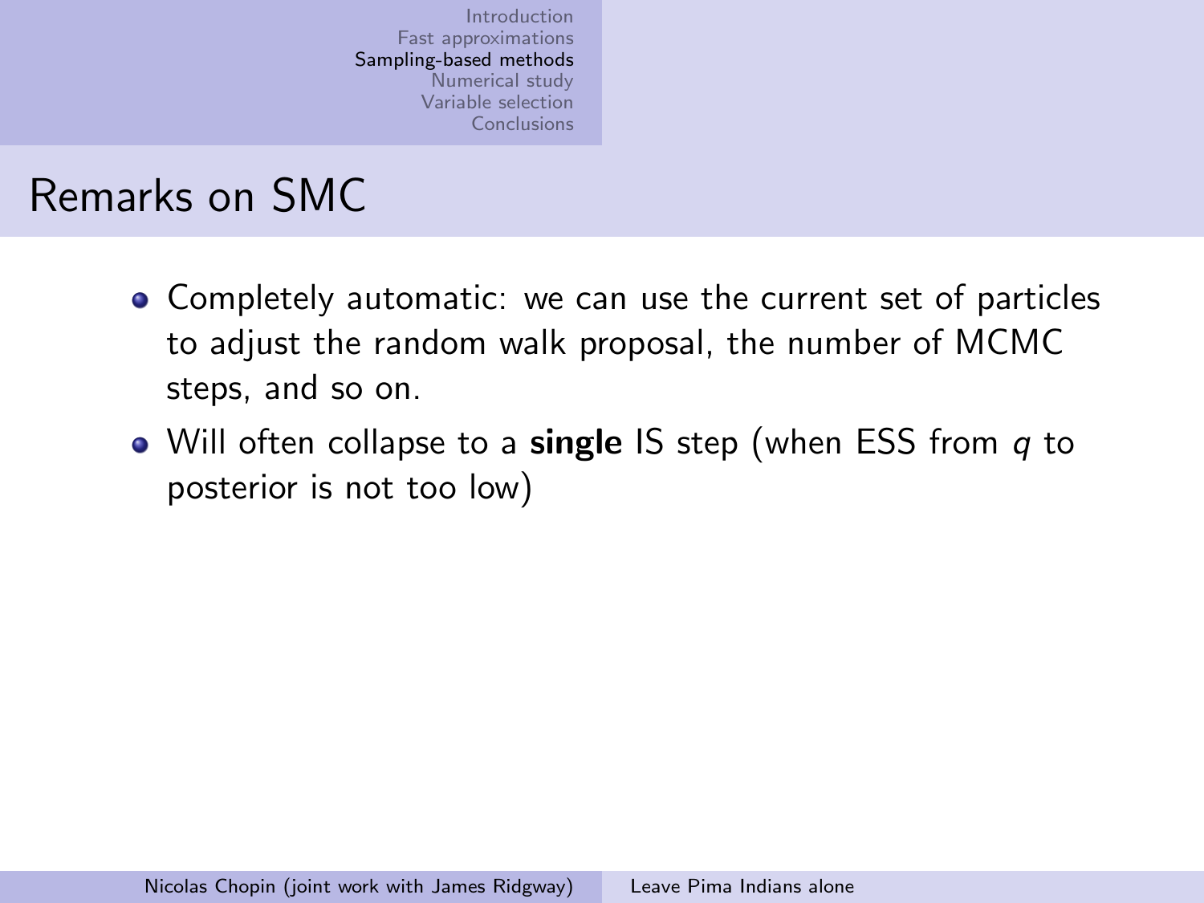## Remarks on SMC

- Completely automatic: we can use the current set of particles to adjust the random walk proposal, the number of MCMC steps, and so on.
- Will often collapse to a **single** IS step (when ESS from $q$ to posterior is not too low)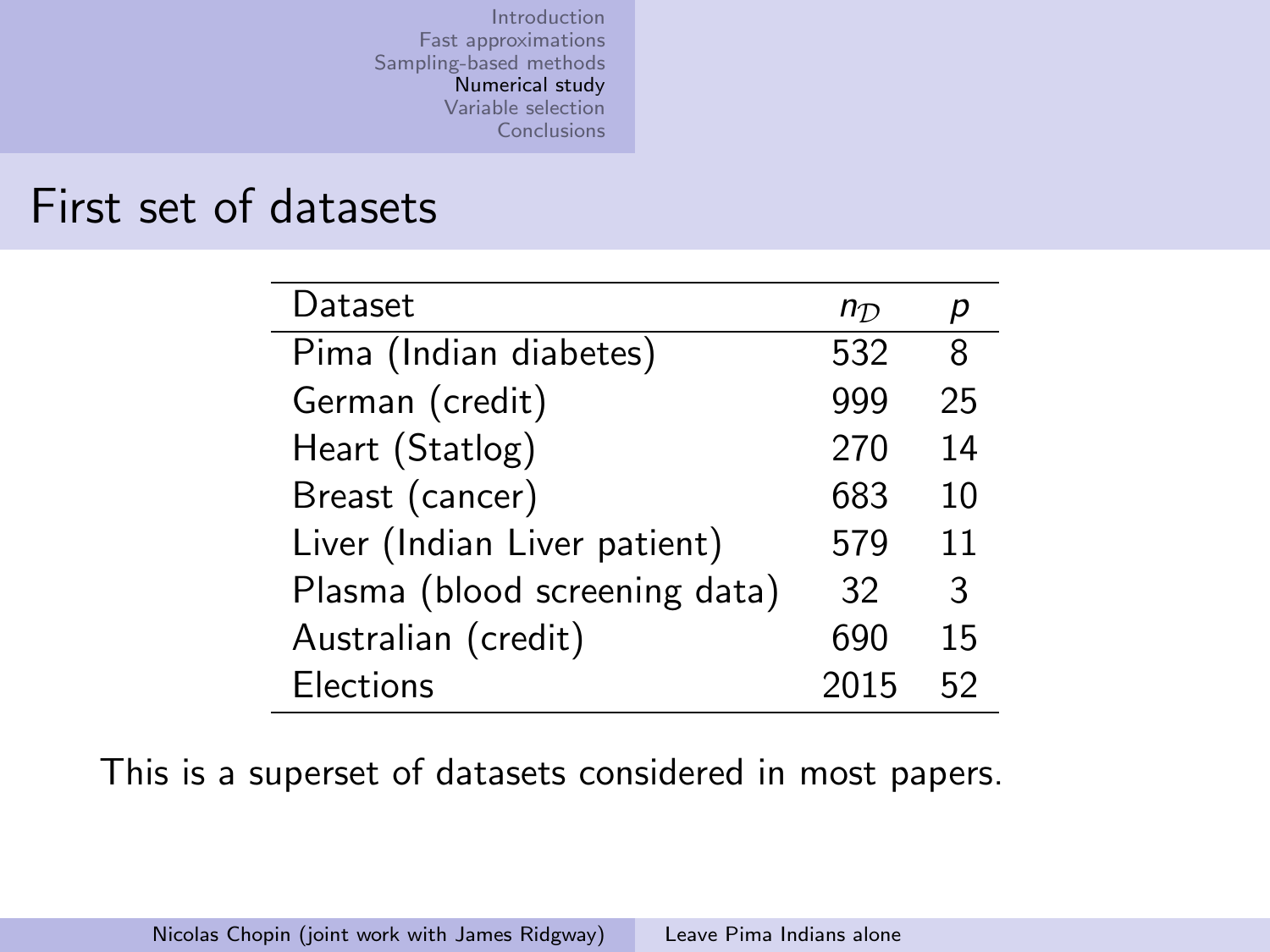# First set of datasets

| Dataset | $n_{\mathcal{D}}$ | $p$ |
|---|---|---|
| Pima (Indian diabetes) | 532 | 8 |
| German (credit) | 999 | 25 |
| Heart (Statlog) | 270 | 14 |
| Breast (cancer) | 683 | 10 |
| Liver (Indian Liver patient) | 579 | 11 |
| Plasma (blood screening data) | 32 | 3 |
| Australian (credit) | 690 | 15 |
| Elections | 2015 | 52 |

This is a superset of datasets considered in most papers.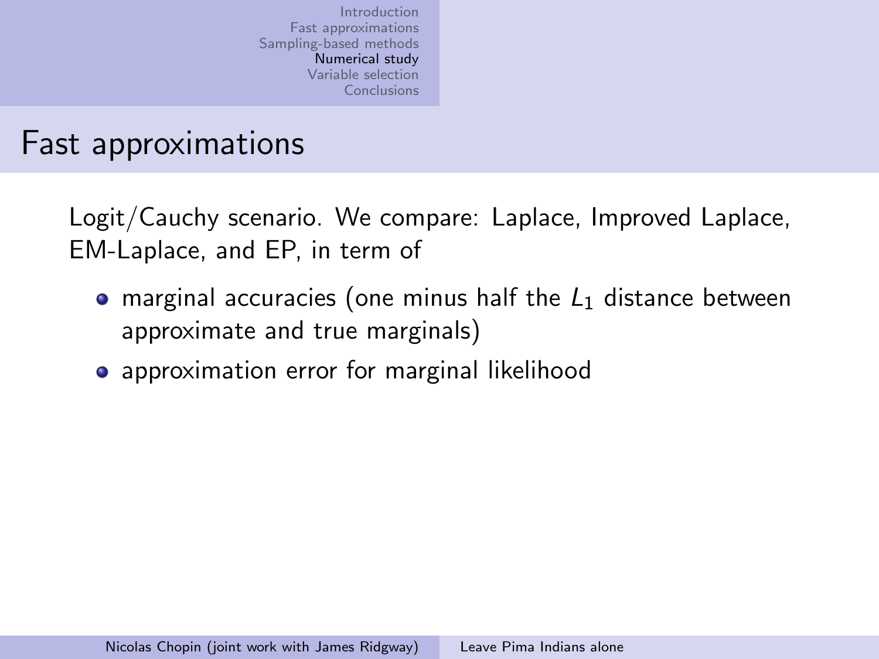# Fast approximations

Logit/Cauchy scenario. We compare: Laplace, Improved Laplace, EM-Laplace, and EP, in term of

- marginal accuracies (one minus half the $L_1$ distance between approximate and true marginals)
- approximation error for marginal likelihood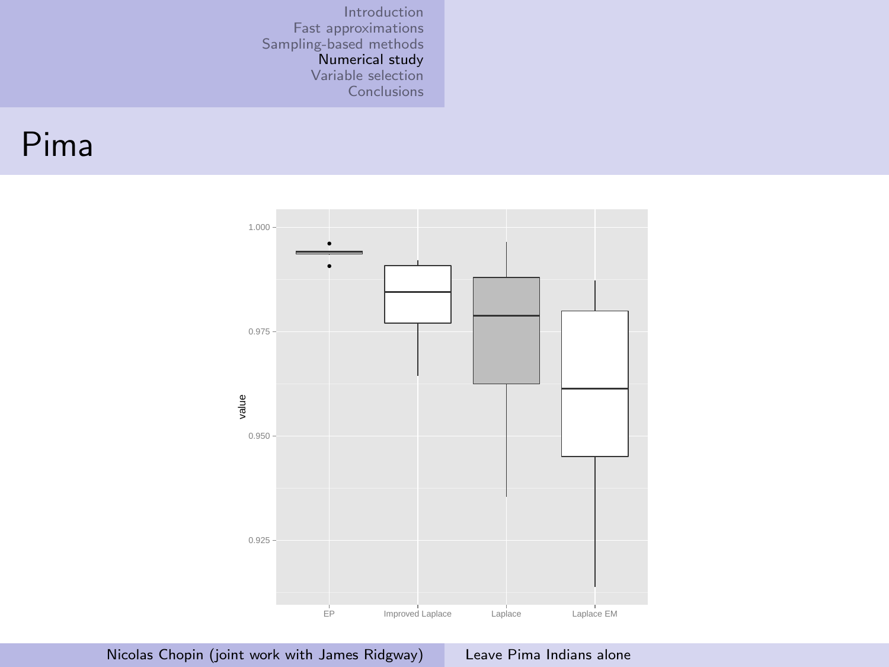# Pima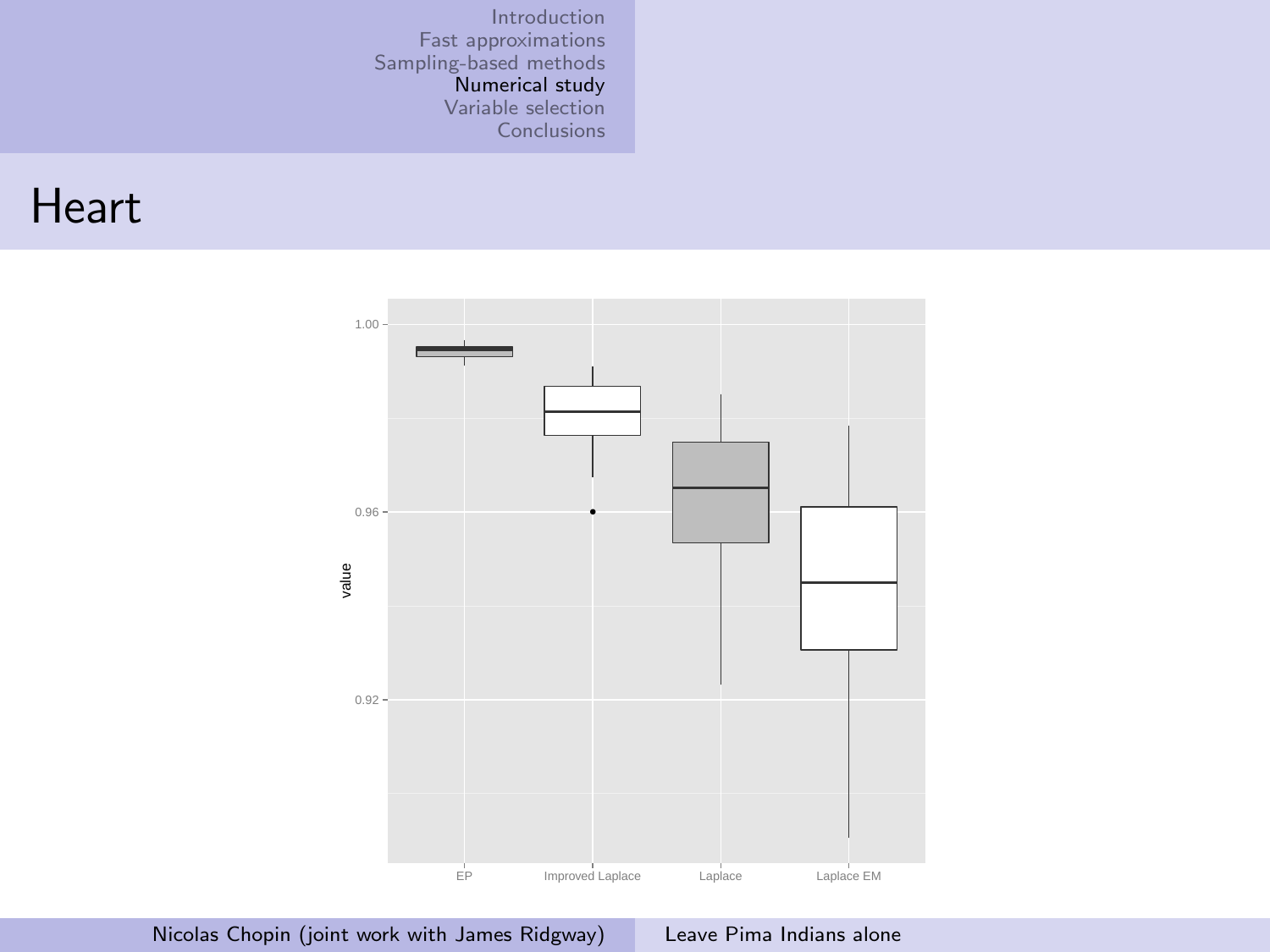# Heart

| | EP | Improved Laplace | Laplace | Laplace EM |
|---|---|---|---|---|
| value axis ticks | 0.92 | 0.96 | 1.00 | |

# Heart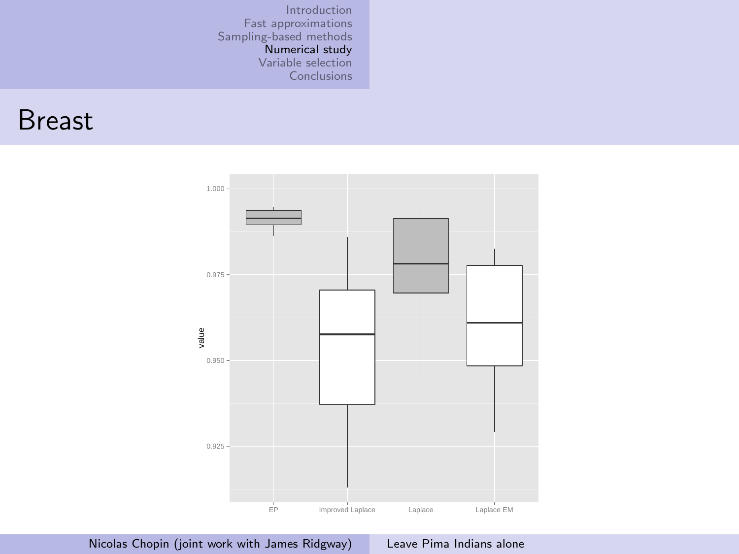# Breast

value

1.000

0.975

0.950

0.925

EP | Improved Laplace | Laplace | Laplace EM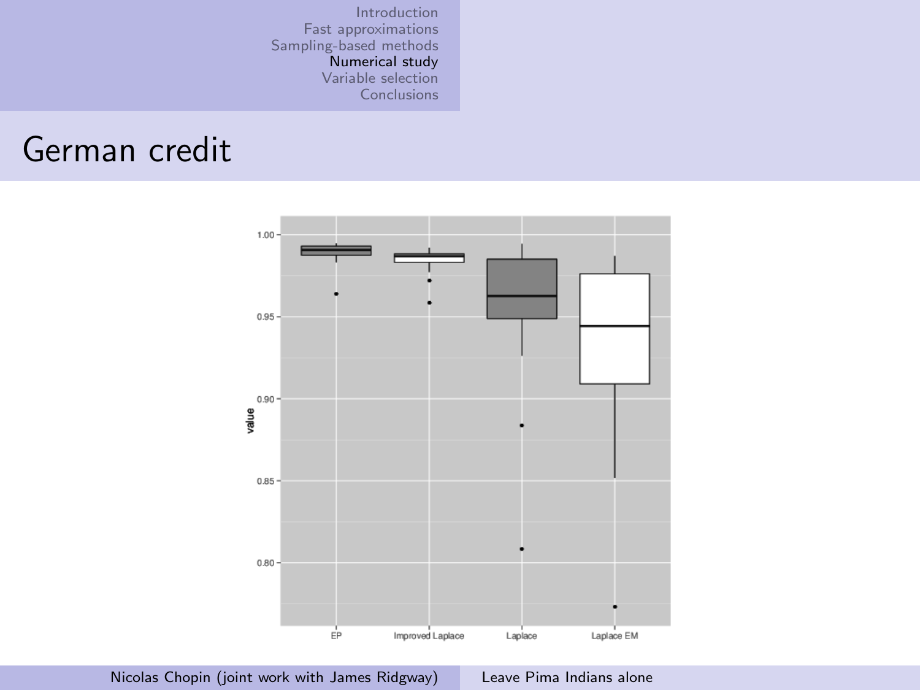# German credit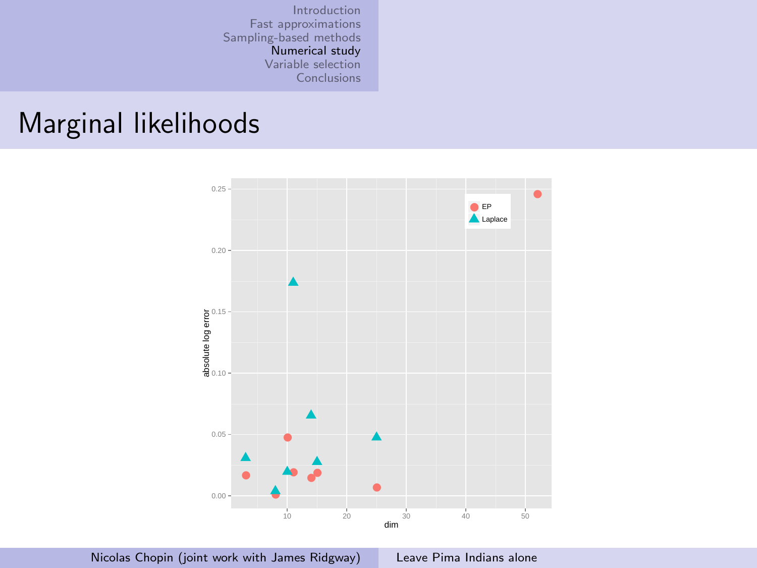# Marginal likelihoods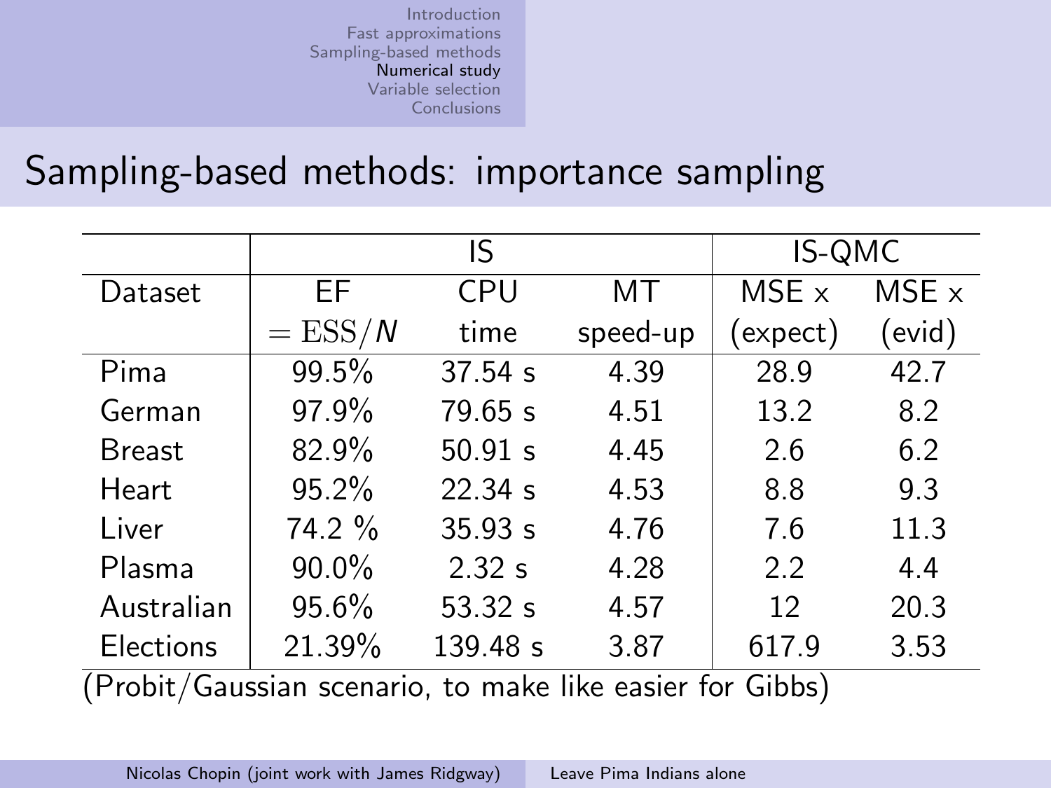## Sampling-based methods: importance sampling

| | IS | | | IS-QMC | |
|---|---|---|---|---|---|
| Dataset | EF $= \mathrm{ESS}/N$ | CPU time | MT speed-up | MSE x (expect) | MSE x (evid) |
| Pima | 99.5% | 37.54 s | 4.39 | 28.9 | 42.7 |
| German | 97.9% | 79.65 s | 4.51 | 13.2 | 8.2 |
| Breast | 82.9% | 50.91 s | 4.45 | 2.6 | 6.2 |
| Heart | 95.2% | 22.34 s | 4.53 | 8.8 | 9.3 |
| Liver | 74.2 % | 35.93 s | 4.76 | 7.6 | 11.3 |
| Plasma | 90.0% | 2.32 s | 4.28 | 2.2 | 4.4 |
| Australian | 95.6% | 53.32 s | 4.57 | 12 | 20.3 |
| Elections | 21.39% | 139.48 s | 3.87 | 617.9 | 3.53 |

(Probit/Gaussian scenario, to make like easier for Gibbs)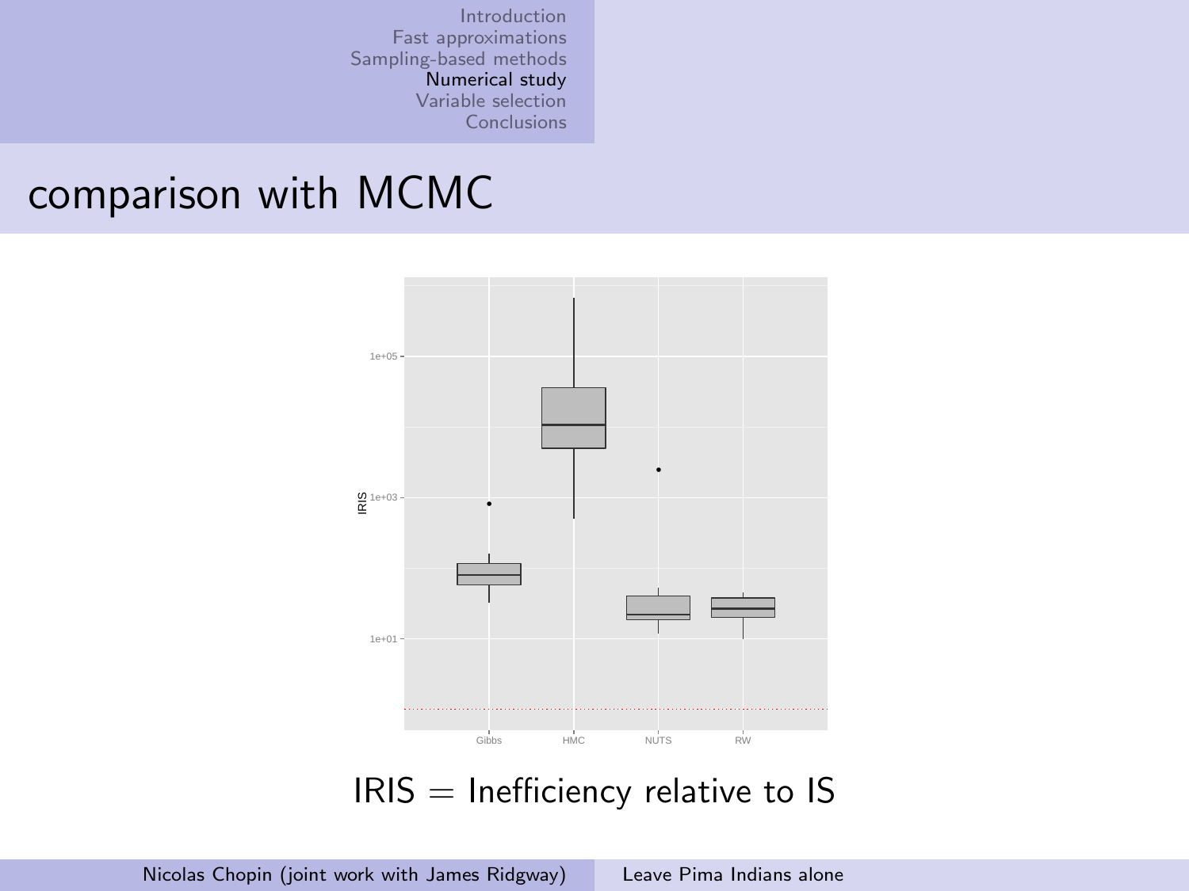## comparison with MCMC

IRIS = Inefficiency relative to IS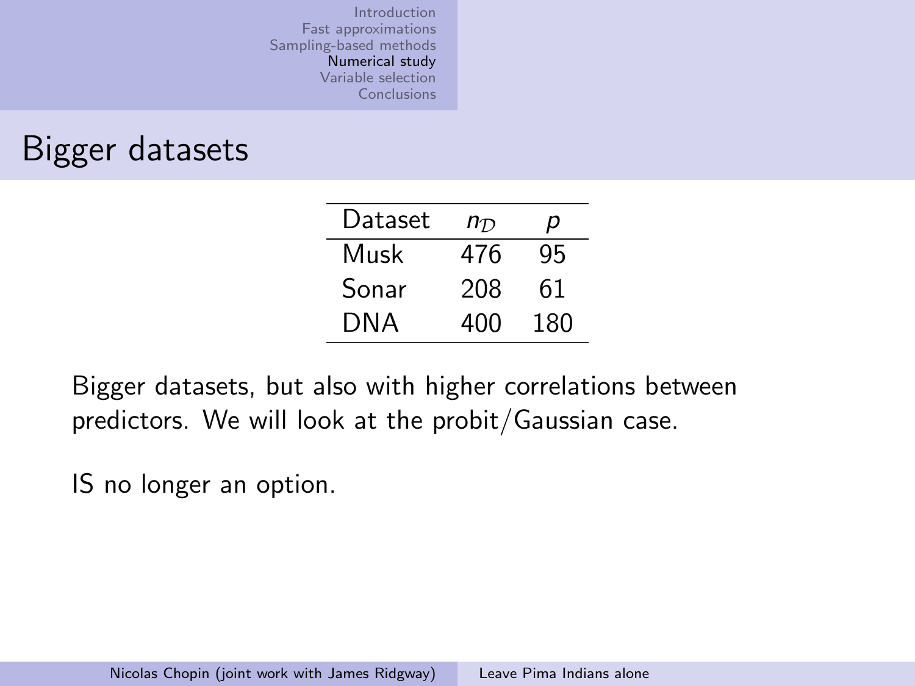# Bigger datasets

| Dataset | $n_{\mathcal{D}}$ | $p$ |
|---|---|---|
| Musk | 476 | 95 |
| Sonar | 208 | 61 |
| DNA | 400 | 180 |

Bigger datasets, but also with higher correlations between predictors. We will look at the probit/Gaussian case.

IS no longer an option.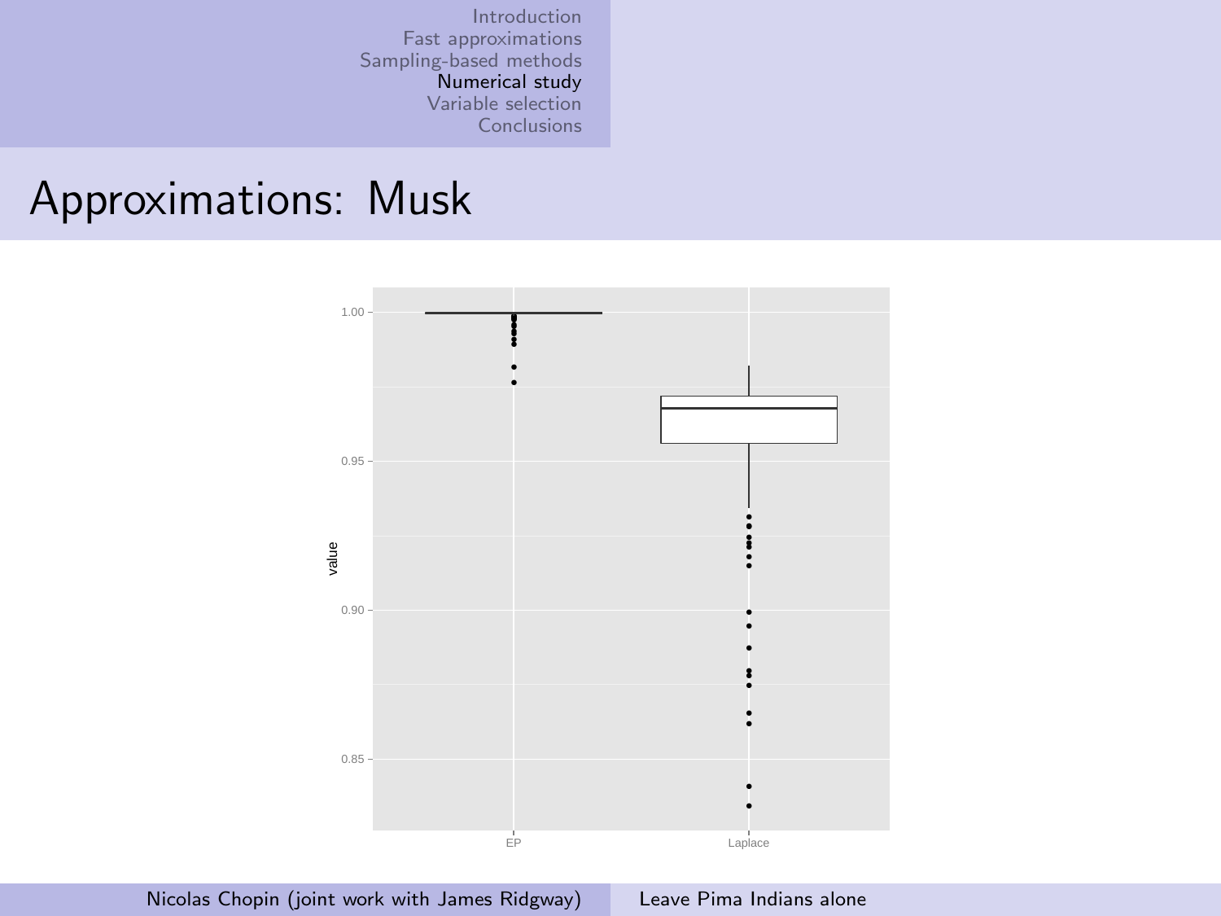# Approximations: Musk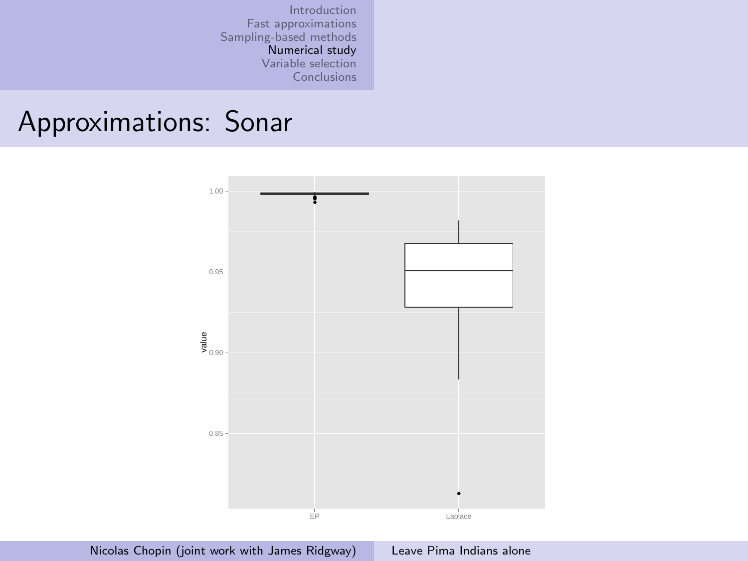# Approximations: Sonar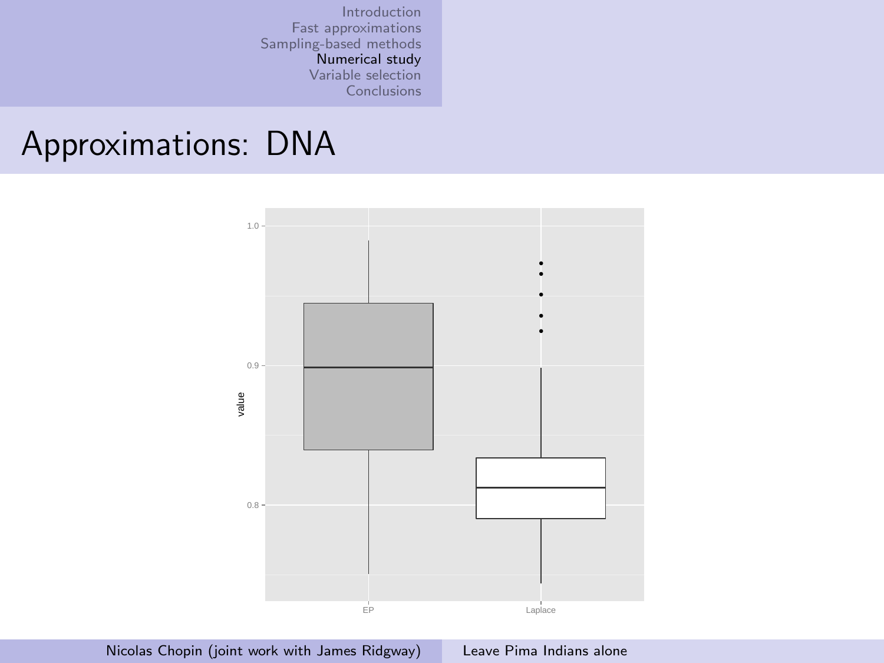# Approximations: DNA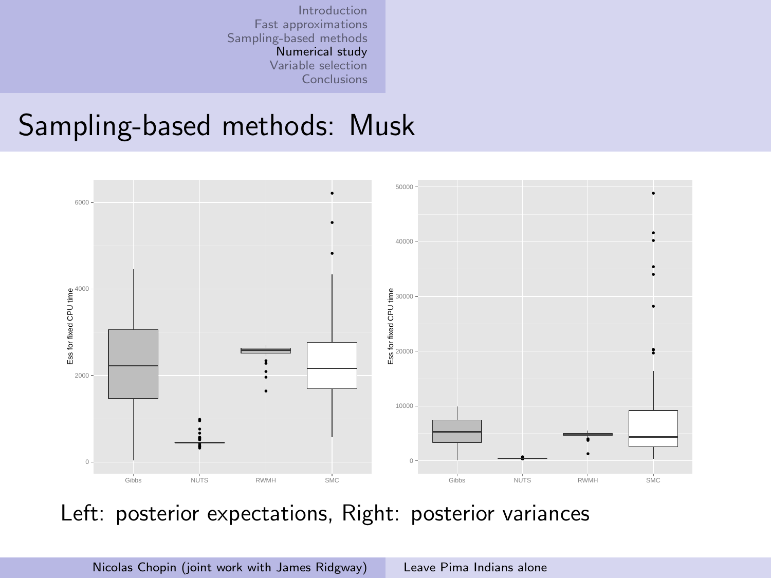# Sampling-based methods: Musk

Left: posterior expectations, Right: posterior variances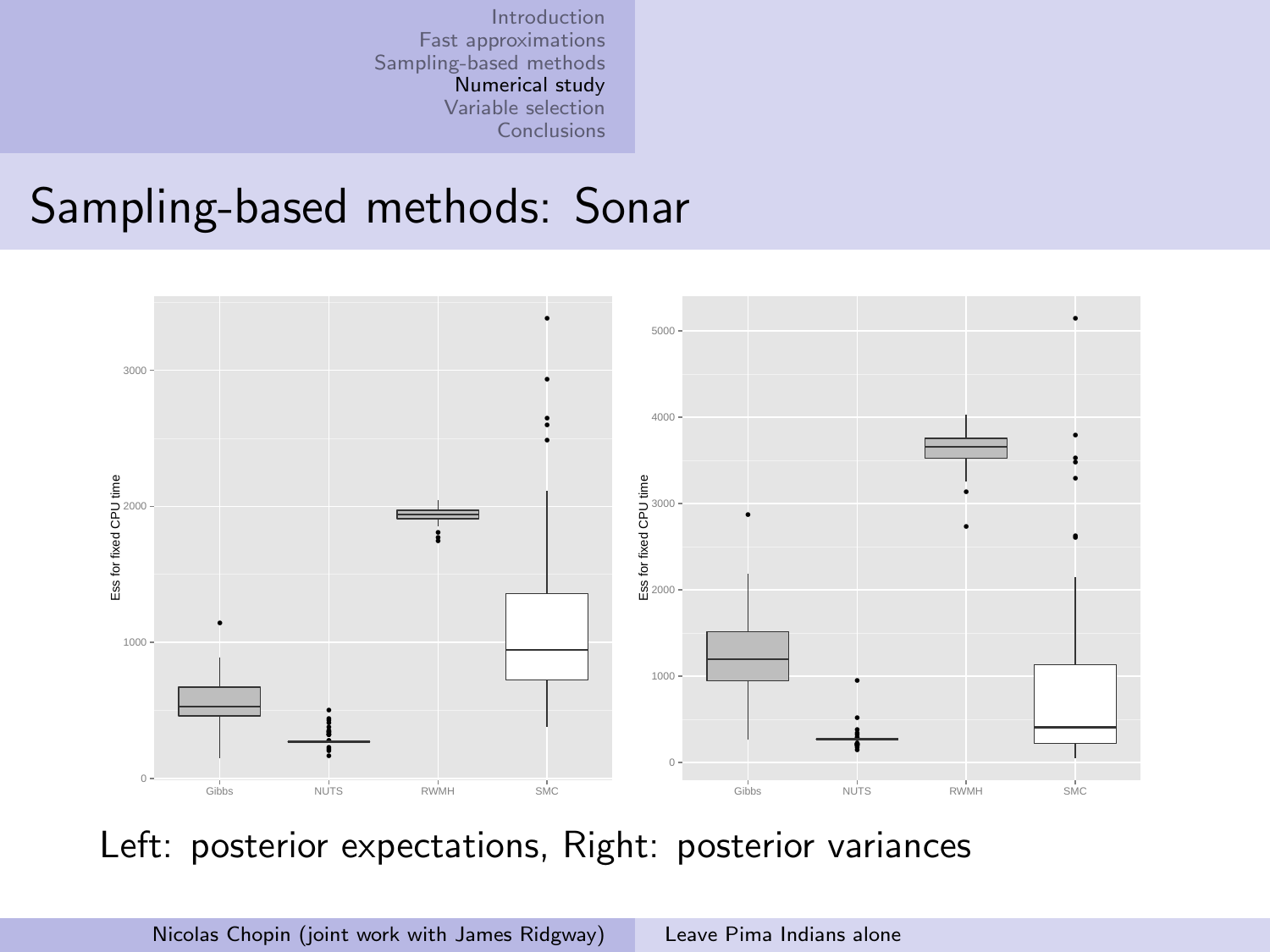# Sampling-based methods: Sonar

Left: posterior expectations, Right: posterior variances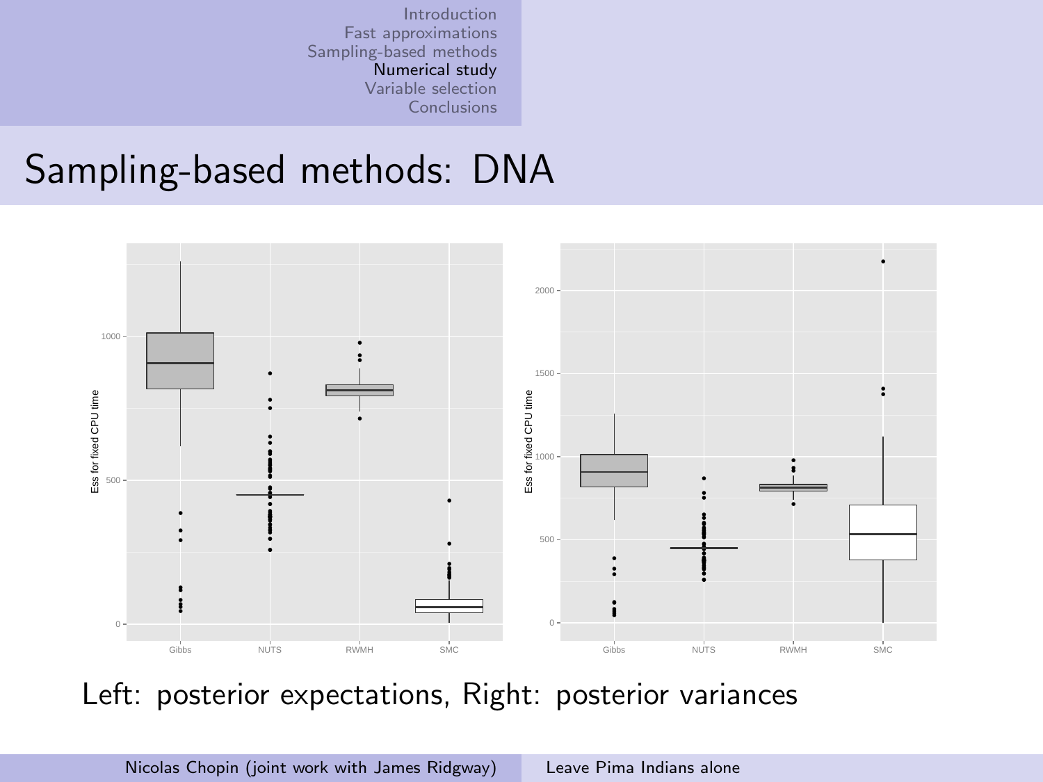# Sampling-based methods: DNA

Left: posterior expectations, Right: posterior variances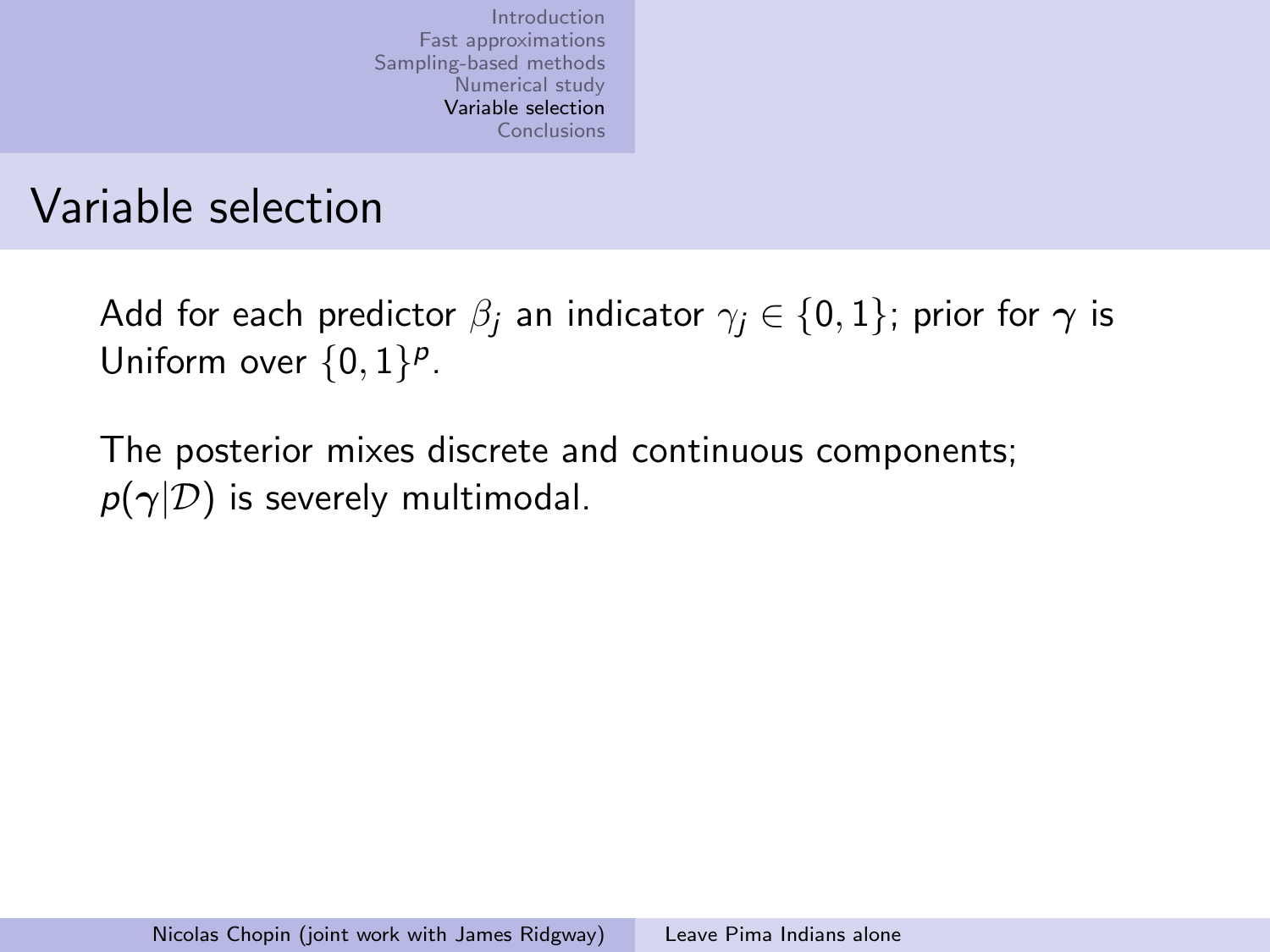# Variable selection

Add for each predictor $\beta_j$ an indicator $\gamma_j \in \{0, 1\}$; prior for $\boldsymbol{\gamma}$ is Uniform over $\{0, 1\}^p$.

The posterior mixes discrete and continuous components; $p(\boldsymbol{\gamma}|\mathcal{D})$ is severely multimodal.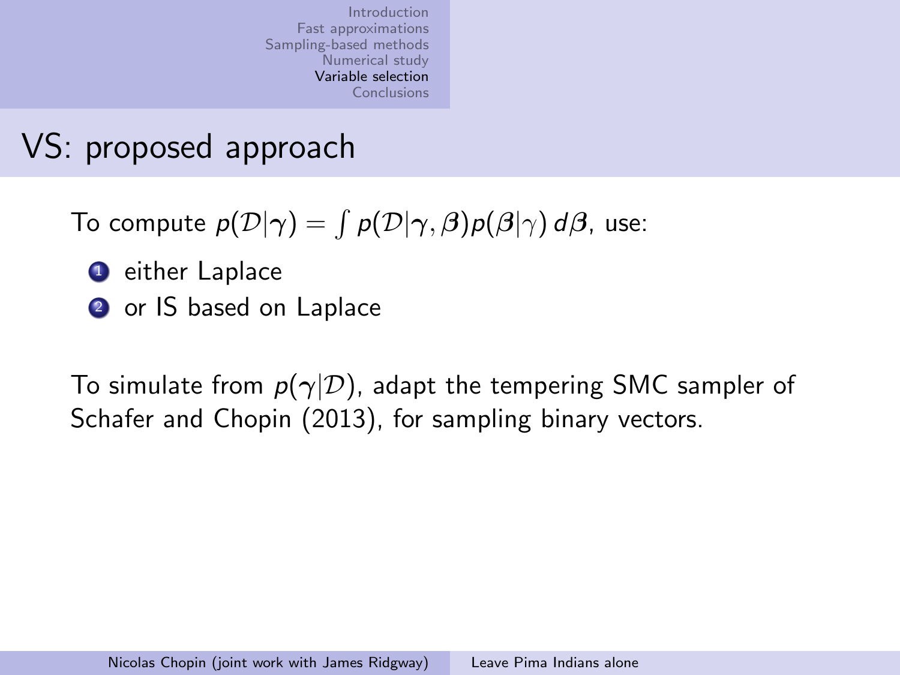# VS: proposed approach

To compute $p(\mathcal{D}|\boldsymbol{\gamma}) = \int p(\mathcal{D}|\boldsymbol{\gamma}, \boldsymbol{\beta}) p(\boldsymbol{\beta}|\gamma) \, d\boldsymbol{\beta}$, use:

1. either Laplace
2. or IS based on Laplace

To simulate from $p(\boldsymbol{\gamma}|\mathcal{D})$, adapt the tempering SMC sampler of Schafer and Chopin (2013), for sampling binary vectors.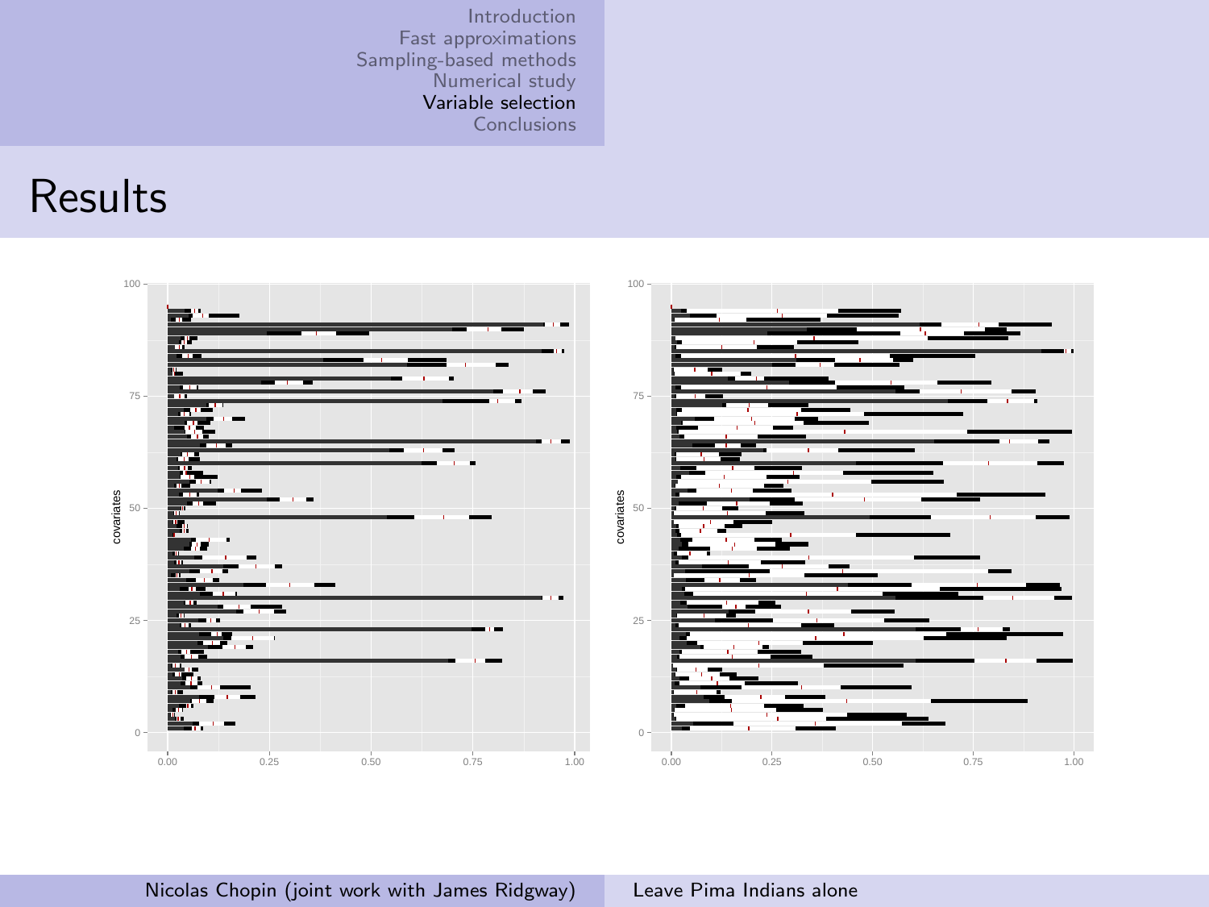# Results

covariates

100
75
50
25
0

0.00 0.25 0.50 0.75 1.00

covariates

100
75
50
25
0

0.00 0.25 0.50 0.75 1.00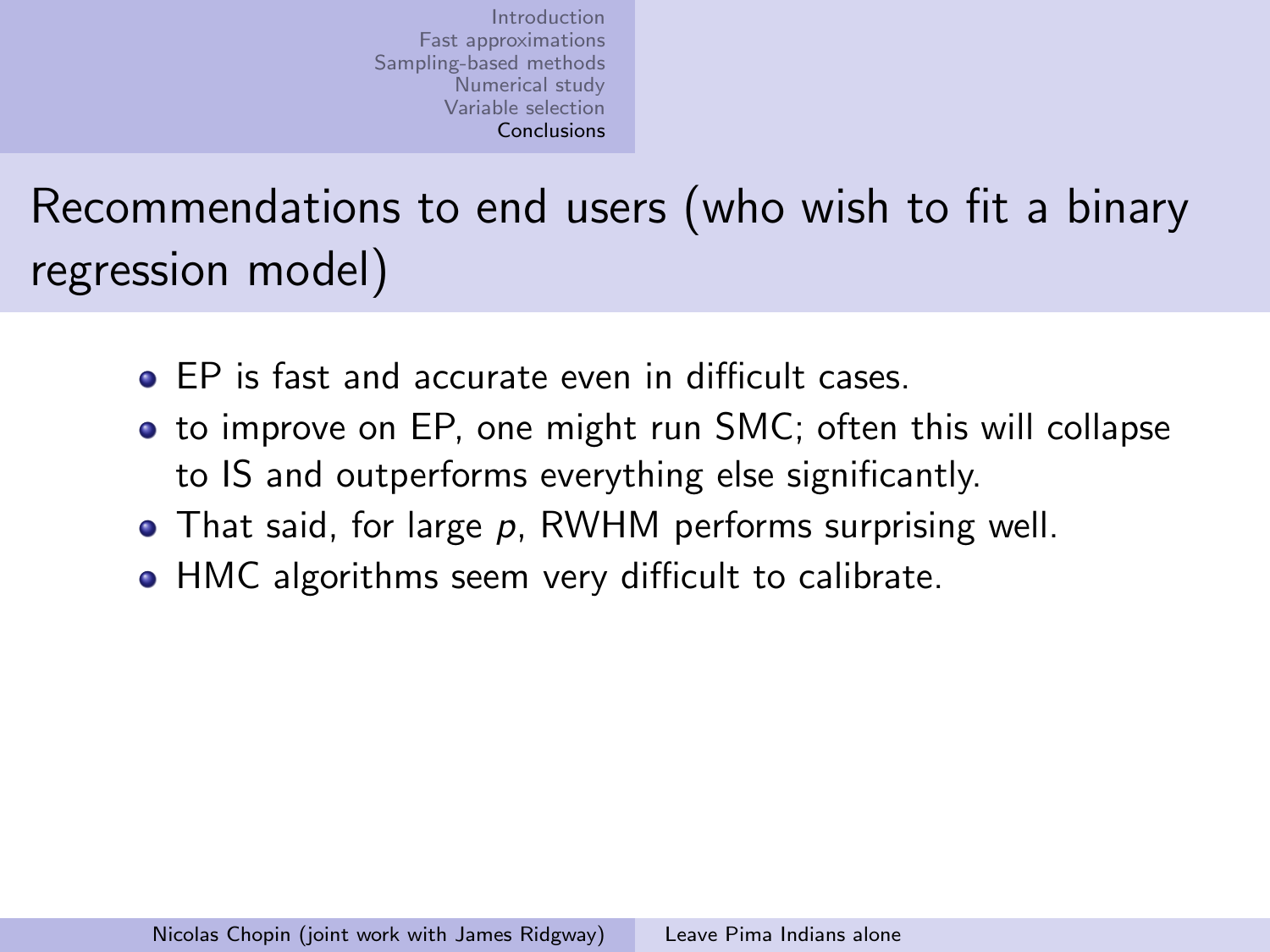## Recommendations to end users (who wish to fit a binary regression model)

- EP is fast and accurate even in difficult cases.
- to improve on EP, one might run SMC; often this will collapse to IS and outperforms everything else significantly.
- That said, for large $p$, RWHM performs surprising well.
- HMC algorithms seem very difficult to calibrate.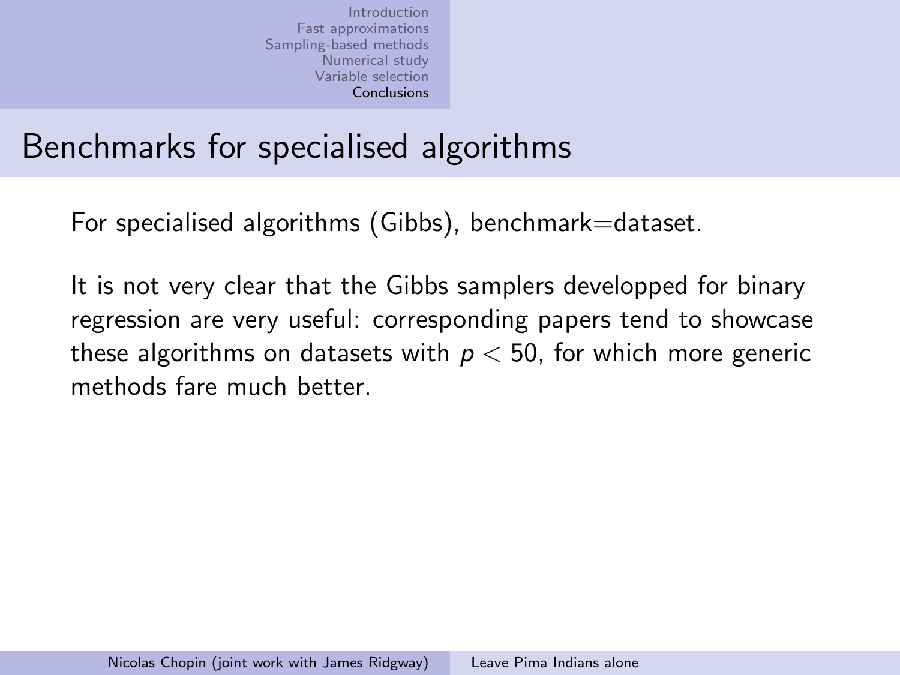# Benchmarks for specialised algorithms

For specialised algorithms (Gibbs), benchmark=dataset.

It is not very clear that the Gibbs samplers developped for binary regression are very useful: corresponding papers tend to showcase these algorithms on datasets with $p < 50$, for which more generic methods fare much better.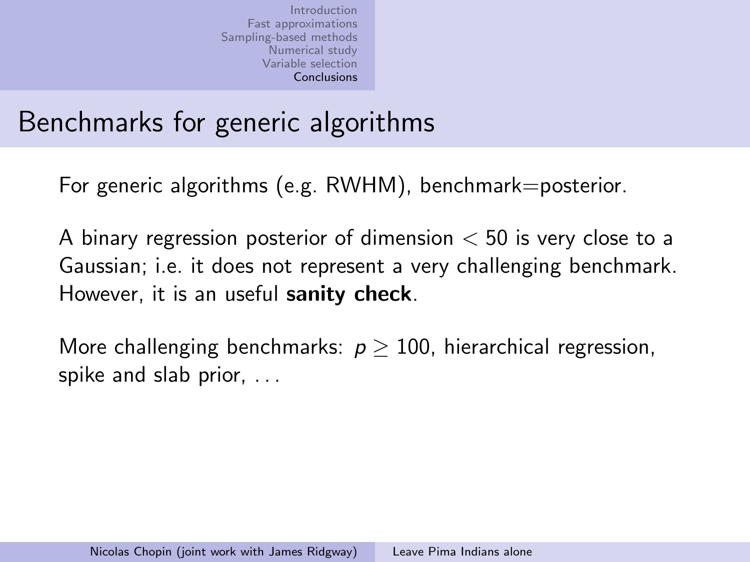# Benchmarks for generic algorithms

For generic algorithms (e.g. RWHM), benchmark=posterior.

A binary regression posterior of dimension $< 50$ is very close to a Gaussian; i.e. it does not represent a very challenging benchmark. However, it is an useful **sanity check**.

More challenging benchmarks: $p \geq 100$, hierarchical regression, spike and slab prior, . . .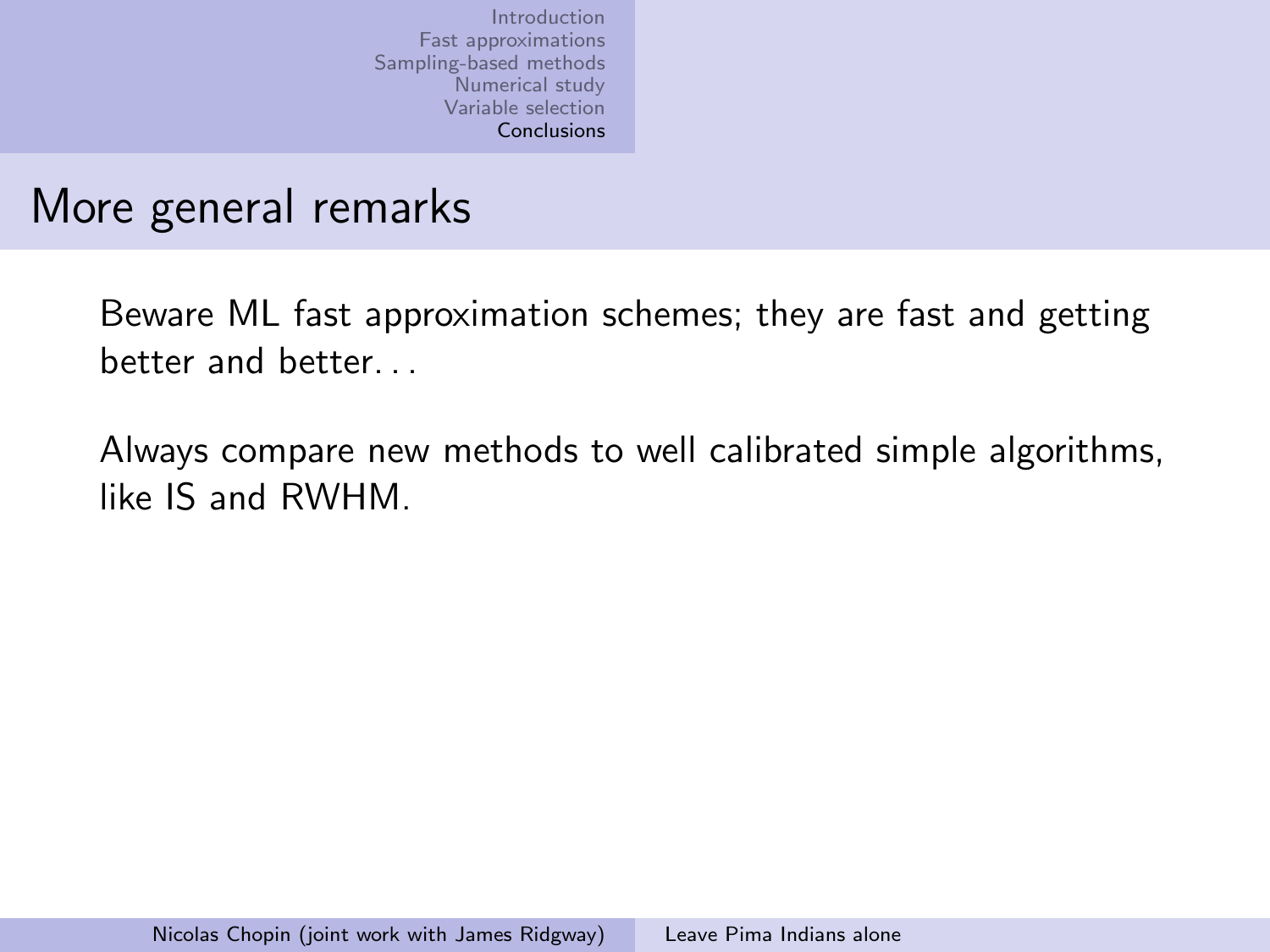## More general remarks

Beware ML fast approximation schemes; they are fast and getting better and better. . .

Always compare new methods to well calibrated simple algorithms, like IS and RWHM.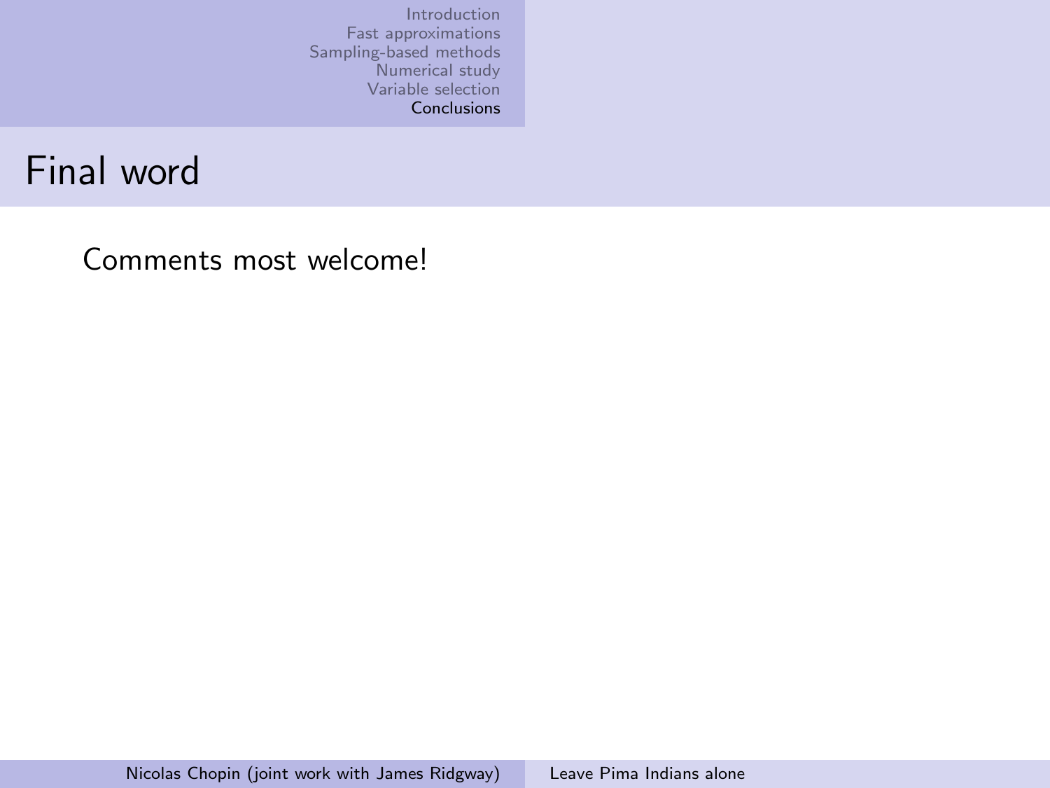# Final word

Comments most welcome!